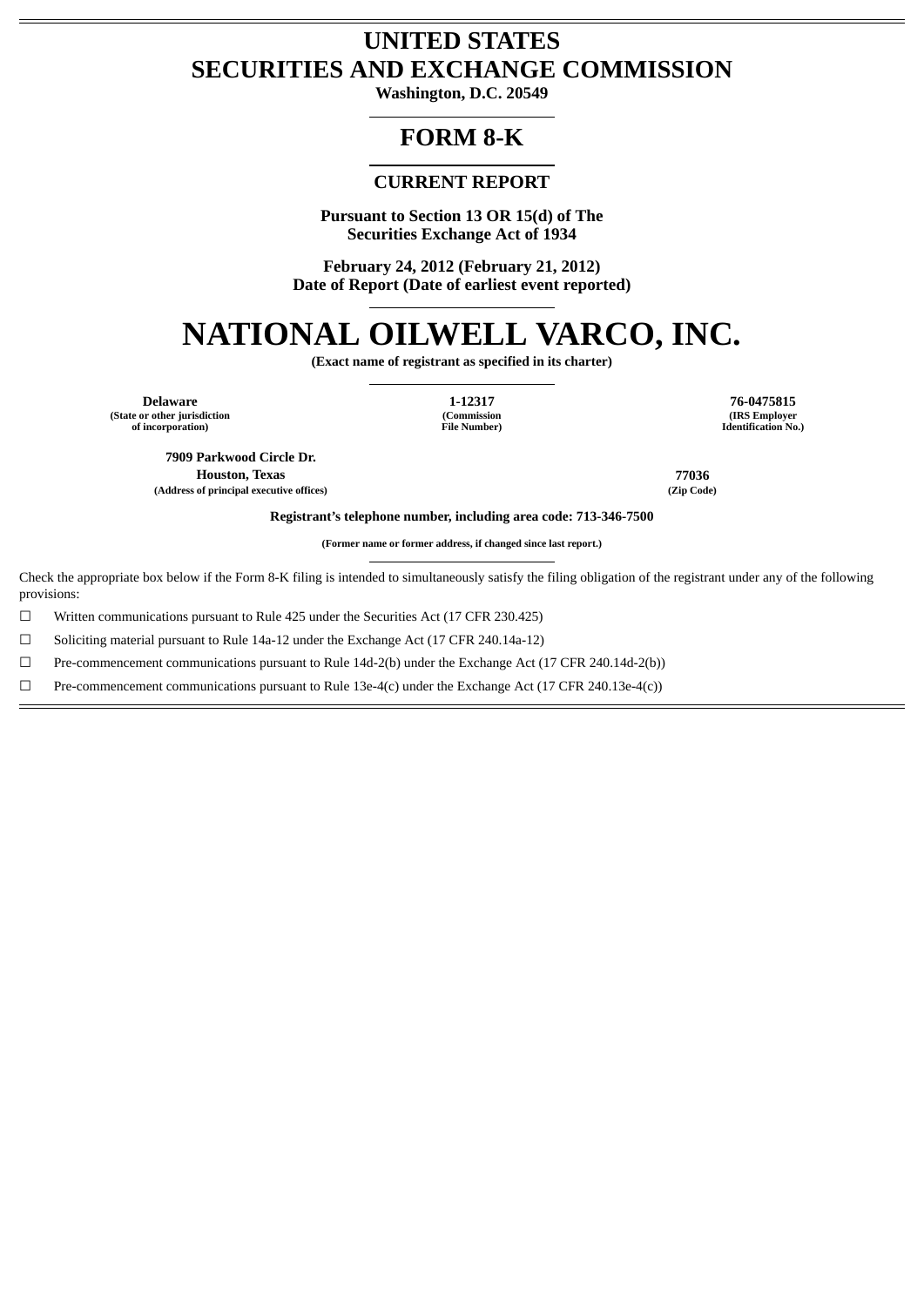# UNITED STATES
# SECURITIES AND EXCHANGE COMMISSION

**Washington, D.C. 20549**

# FORM 8-K

## CURRENT REPORT

**Pursuant to Section 13 OR 15(d) of The Securities Exchange Act of 1934**

**February 24, 2012 (February 21, 2012)**
**Date of Report (Date of earliest event reported)**

# NATIONAL OILWELL VARCO, INC.

**(Exact name of registrant as specified in its charter)**

| Delaware | 1-12317 | 76-0475815 |
|---|---|---|
| (State or other jurisdiction of incorporation) | (Commission File Number) | (IRS Employer Identification No.) |

| 7909 Parkwood Circle Dr. Houston, Texas | 77036 |
|---|---|
| (Address of principal executive offices) | (Zip Code) |

**Registrant's telephone number, including area code: 713-346-7500**

**(Former name or former address, if changed since last report.)**

Check the appropriate box below if the Form 8-K filing is intended to simultaneously satisfy the filing obligation of the registrant under any of the following provisions:

☐ Written communications pursuant to Rule 425 under the Securities Act (17 CFR 230.425)

☐ Soliciting material pursuant to Rule 14a-12 under the Exchange Act (17 CFR 240.14a-12)

☐ Pre-commencement communications pursuant to Rule 14d-2(b) under the Exchange Act (17 CFR 240.14d-2(b))

☐ Pre-commencement communications pursuant to Rule 13e-4(c) under the Exchange Act (17 CFR 240.13e-4(c))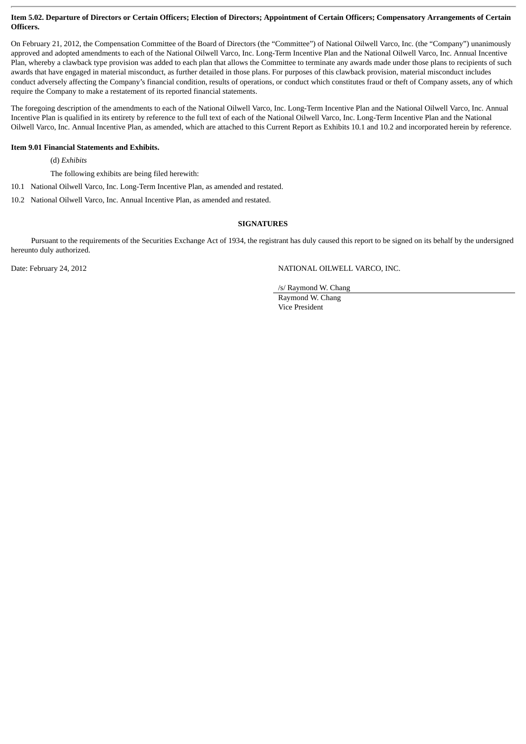**Item 5.02. Departure of Directors or Certain Officers; Election of Directors; Appointment of Certain Officers; Compensatory Arrangements of Certain Officers.**

On February 21, 2012, the Compensation Committee of the Board of Directors (the "Committee") of National Oilwell Varco, Inc. (the "Company") unanimously approved and adopted amendments to each of the National Oilwell Varco, Inc. Long-Term Incentive Plan and the National Oilwell Varco, Inc. Annual Incentive Plan, whereby a clawback type provision was added to each plan that allows the Committee to terminate any awards made under those plans to recipients of such awards that have engaged in material misconduct, as further detailed in those plans. For purposes of this clawback provision, material misconduct includes conduct adversely affecting the Company's financial condition, results of operations, or conduct which constitutes fraud or theft of Company assets, any of which require the Company to make a restatement of its reported financial statements.

The foregoing description of the amendments to each of the National Oilwell Varco, Inc. Long-Term Incentive Plan and the National Oilwell Varco, Inc. Annual Incentive Plan is qualified in its entirety by reference to the full text of each of the National Oilwell Varco, Inc. Long-Term Incentive Plan and the National Oilwell Varco, Inc. Annual Incentive Plan, as amended, which are attached to this Current Report as Exhibits 10.1 and 10.2 and incorporated herein by reference.

**Item 9.01 Financial Statements and Exhibits.**

(d) *Exhibits*

The following exhibits are being filed herewith:

10.1 National Oilwell Varco, Inc. Long-Term Incentive Plan, as amended and restated.

10.2 National Oilwell Varco, Inc. Annual Incentive Plan, as amended and restated.

**SIGNATURES**

Pursuant to the requirements of the Securities Exchange Act of 1934, the registrant has duly caused this report to be signed on its behalf by the undersigned hereunto duly authorized.

Date: February 24, 2012

NATIONAL OILWELL VARCO, INC.

/s/ Raymond W. Chang

Raymond W. Chang
Vice President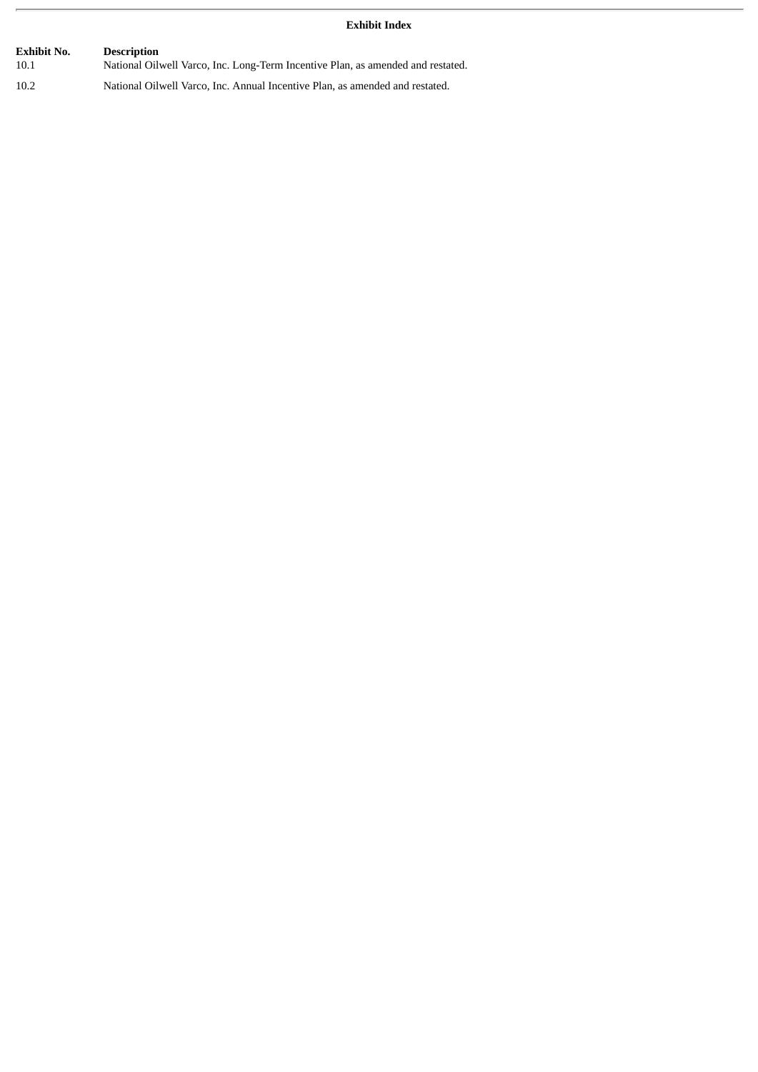**Exhibit Index**

| **Exhibit No.** | **Description** |
| --- | --- |
| 10.1 | National Oilwell Varco, Inc. Long-Term Incentive Plan, as amended and restated. |
| 10.2 | National Oilwell Varco, Inc. Annual Incentive Plan, as amended and restated. |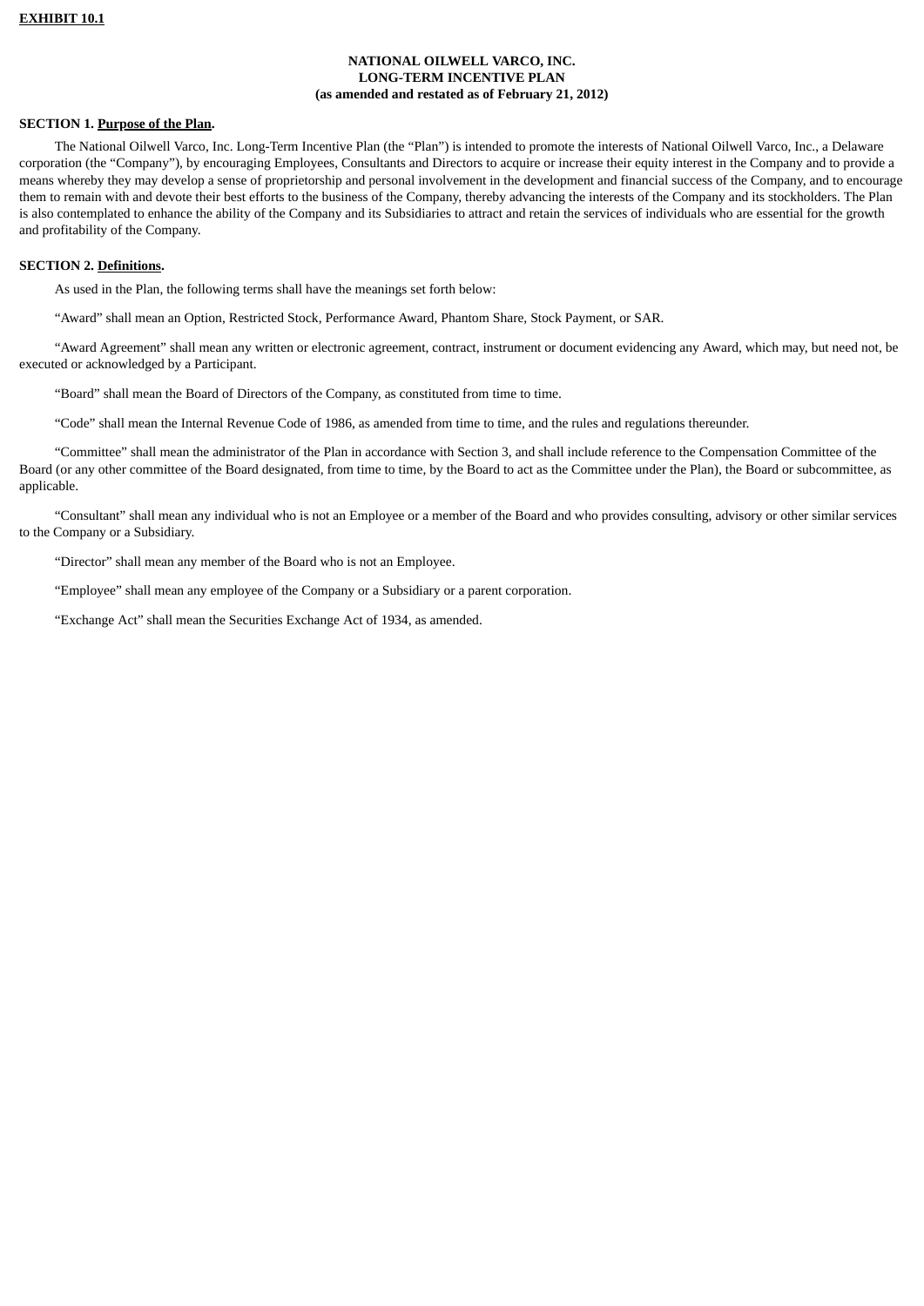**EXHIBIT 10.1**

**NATIONAL OILWELL VARCO, INC.**
**LONG-TERM INCENTIVE PLAN**
**(as amended and restated as of February 21, 2012)**

**SECTION 1. Purpose of the Plan.**

The National Oilwell Varco, Inc. Long-Term Incentive Plan (the "Plan") is intended to promote the interests of National Oilwell Varco, Inc., a Delaware corporation (the "Company"), by encouraging Employees, Consultants and Directors to acquire or increase their equity interest in the Company and to provide a means whereby they may develop a sense of proprietorship and personal involvement in the development and financial success of the Company, and to encourage them to remain with and devote their best efforts to the business of the Company, thereby advancing the interests of the Company and its stockholders. The Plan is also contemplated to enhance the ability of the Company and its Subsidiaries to attract and retain the services of individuals who are essential for the growth and profitability of the Company.

**SECTION 2. Definitions.**

As used in the Plan, the following terms shall have the meanings set forth below:

"Award" shall mean an Option, Restricted Stock, Performance Award, Phantom Share, Stock Payment, or SAR.

"Award Agreement" shall mean any written or electronic agreement, contract, instrument or document evidencing any Award, which may, but need not, be executed or acknowledged by a Participant.

"Board" shall mean the Board of Directors of the Company, as constituted from time to time.

"Code" shall mean the Internal Revenue Code of 1986, as amended from time to time, and the rules and regulations thereunder.

"Committee" shall mean the administrator of the Plan in accordance with Section 3, and shall include reference to the Compensation Committee of the Board (or any other committee of the Board designated, from time to time, by the Board to act as the Committee under the Plan), the Board or subcommittee, as applicable.

"Consultant" shall mean any individual who is not an Employee or a member of the Board and who provides consulting, advisory or other similar services to the Company or a Subsidiary.

"Director" shall mean any member of the Board who is not an Employee.

"Employee" shall mean any employee of the Company or a Subsidiary or a parent corporation.

"Exchange Act" shall mean the Securities Exchange Act of 1934, as amended.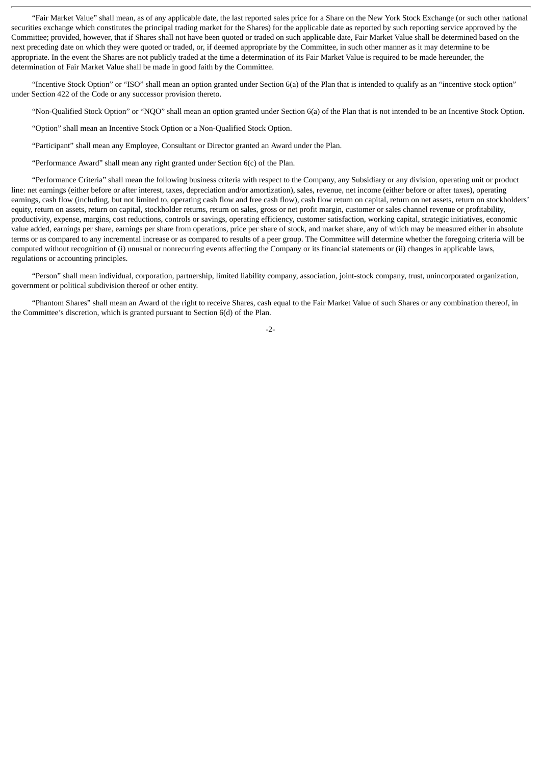"Fair Market Value" shall mean, as of any applicable date, the last reported sales price for a Share on the New York Stock Exchange (or such other national securities exchange which constitutes the principal trading market for the Shares) for the applicable date as reported by such reporting service approved by the Committee; provided, however, that if Shares shall not have been quoted or traded on such applicable date, Fair Market Value shall be determined based on the next preceding date on which they were quoted or traded, or, if deemed appropriate by the Committee, in such other manner as it may determine to be appropriate. In the event the Shares are not publicly traded at the time a determination of its Fair Market Value is required to be made hereunder, the determination of Fair Market Value shall be made in good faith by the Committee.

"Incentive Stock Option" or "ISO" shall mean an option granted under Section 6(a) of the Plan that is intended to qualify as an "incentive stock option" under Section 422 of the Code or any successor provision thereto.

"Non-Qualified Stock Option" or "NQO" shall mean an option granted under Section 6(a) of the Plan that is not intended to be an Incentive Stock Option.

"Option" shall mean an Incentive Stock Option or a Non-Qualified Stock Option.

"Participant" shall mean any Employee, Consultant or Director granted an Award under the Plan.

"Performance Award" shall mean any right granted under Section 6(c) of the Plan.

"Performance Criteria" shall mean the following business criteria with respect to the Company, any Subsidiary or any division, operating unit or product line: net earnings (either before or after interest, taxes, depreciation and/or amortization), sales, revenue, net income (either before or after taxes), operating earnings, cash flow (including, but not limited to, operating cash flow and free cash flow), cash flow return on capital, return on net assets, return on stockholders' equity, return on assets, return on capital, stockholder returns, return on sales, gross or net profit margin, customer or sales channel revenue or profitability, productivity, expense, margins, cost reductions, controls or savings, operating efficiency, customer satisfaction, working capital, strategic initiatives, economic value added, earnings per share, earnings per share from operations, price per share of stock, and market share, any of which may be measured either in absolute terms or as compared to any incremental increase or as compared to results of a peer group. The Committee will determine whether the foregoing criteria will be computed without recognition of (i) unusual or nonrecurring events affecting the Company or its financial statements or (ii) changes in applicable laws, regulations or accounting principles.

"Person" shall mean individual, corporation, partnership, limited liability company, association, joint-stock company, trust, unincorporated organization, government or political subdivision thereof or other entity.

"Phantom Shares" shall mean an Award of the right to receive Shares, cash equal to the Fair Market Value of such Shares or any combination thereof, in the Committee's discretion, which is granted pursuant to Section 6(d) of the Plan.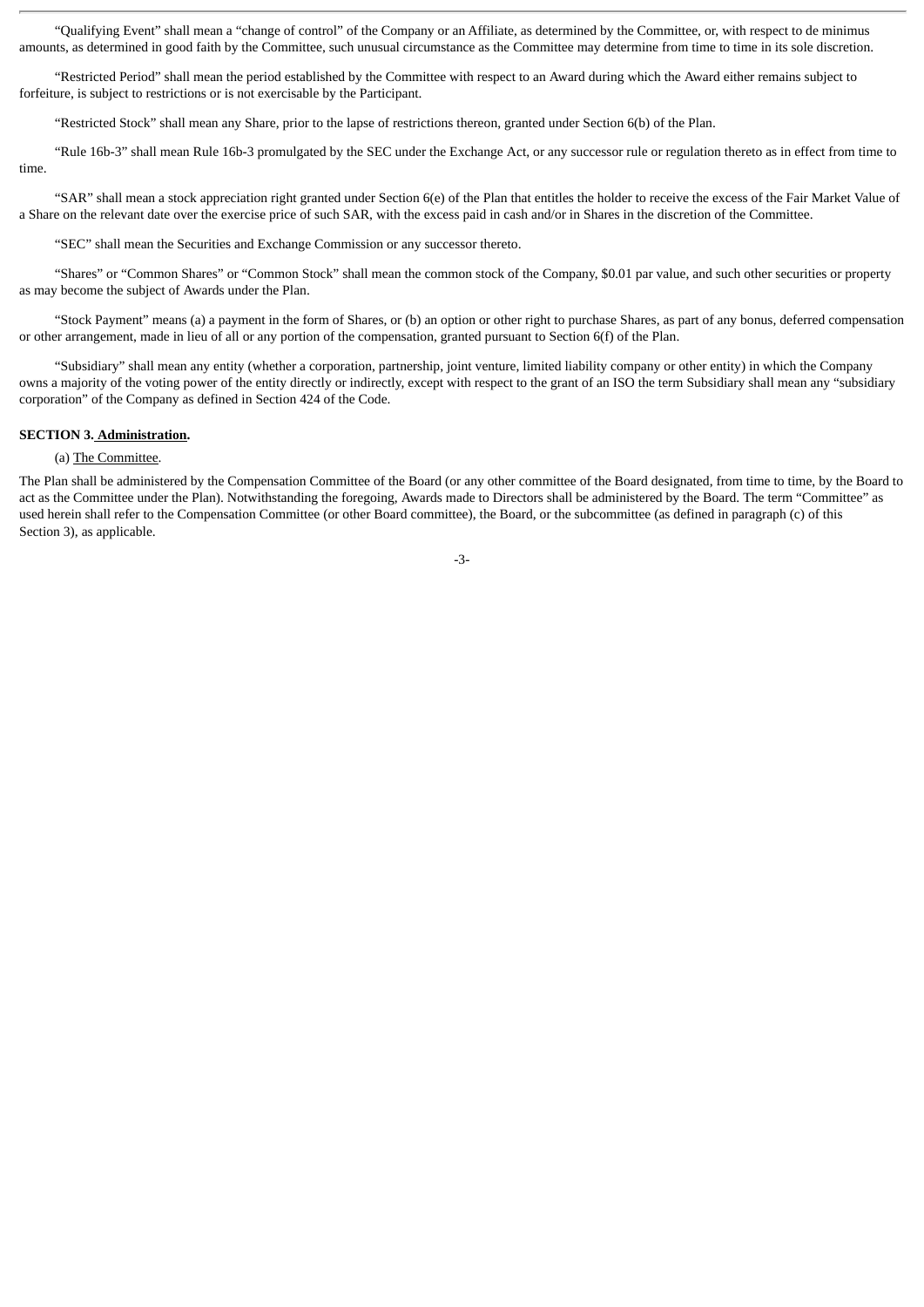"Qualifying Event" shall mean a "change of control" of the Company or an Affiliate, as determined by the Committee, or, with respect to de minimus amounts, as determined in good faith by the Committee, such unusual circumstance as the Committee may determine from time to time in its sole discretion.

"Restricted Period" shall mean the period established by the Committee with respect to an Award during which the Award either remains subject to forfeiture, is subject to restrictions or is not exercisable by the Participant.

"Restricted Stock" shall mean any Share, prior to the lapse of restrictions thereon, granted under Section 6(b) of the Plan.

"Rule 16b-3" shall mean Rule 16b-3 promulgated by the SEC under the Exchange Act, or any successor rule or regulation thereto as in effect from time to time.

"SAR" shall mean a stock appreciation right granted under Section 6(e) of the Plan that entitles the holder to receive the excess of the Fair Market Value of a Share on the relevant date over the exercise price of such SAR, with the excess paid in cash and/or in Shares in the discretion of the Committee.

"SEC" shall mean the Securities and Exchange Commission or any successor thereto.

"Shares" or "Common Shares" or "Common Stock" shall mean the common stock of the Company, $0.01 par value, and such other securities or property as may become the subject of Awards under the Plan.

"Stock Payment" means (a) a payment in the form of Shares, or (b) an option or other right to purchase Shares, as part of any bonus, deferred compensation or other arrangement, made in lieu of all or any portion of the compensation, granted pursuant to Section 6(f) of the Plan.

"Subsidiary" shall mean any entity (whether a corporation, partnership, joint venture, limited liability company or other entity) in which the Company owns a majority of the voting power of the entity directly or indirectly, except with respect to the grant of an ISO the term Subsidiary shall mean any "subsidiary corporation" of the Company as defined in Section 424 of the Code.

**SECTION 3. Administration.**

(a) The Committee.

The Plan shall be administered by the Compensation Committee of the Board (or any other committee of the Board designated, from time to time, by the Board to act as the Committee under the Plan). Notwithstanding the foregoing, Awards made to Directors shall be administered by the Board. The term "Committee" as used herein shall refer to the Compensation Committee (or other Board committee), the Board, or the subcommittee (as defined in paragraph (c) of this Section 3), as applicable.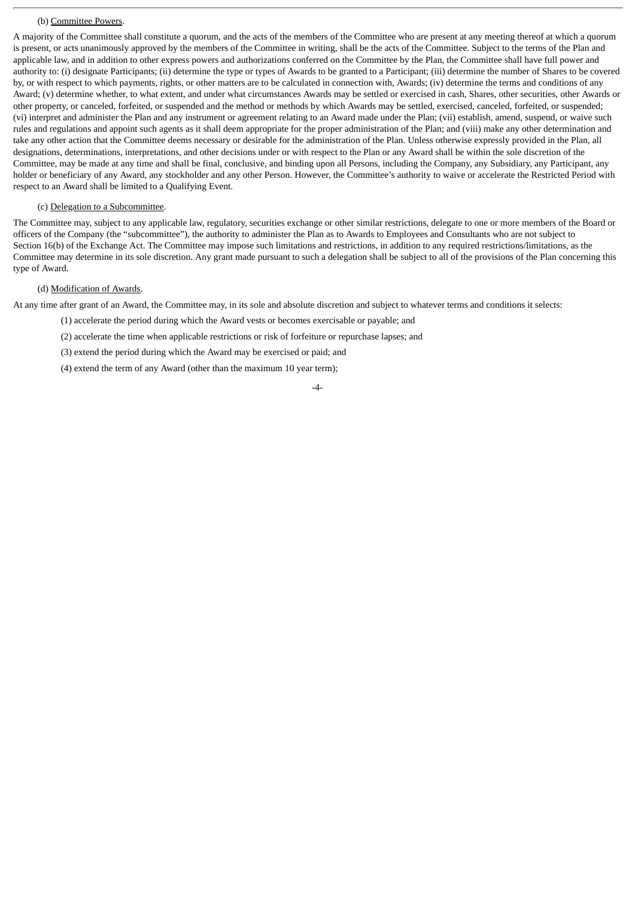(b) Committee Powers.

A majority of the Committee shall constitute a quorum, and the acts of the members of the Committee who are present at any meeting thereof at which a quorum is present, or acts unanimously approved by the members of the Committee in writing, shall be the acts of the Committee. Subject to the terms of the Plan and applicable law, and in addition to other express powers and authorizations conferred on the Committee by the Plan, the Committee shall have full power and authority to: (i) designate Participants; (ii) determine the type or types of Awards to be granted to a Participant; (iii) determine the number of Shares to be covered by, or with respect to which payments, rights, or other matters are to be calculated in connection with, Awards; (iv) determine the terms and conditions of any Award; (v) determine whether, to what extent, and under what circumstances Awards may be settled or exercised in cash, Shares, other securities, other Awards or other property, or canceled, forfeited, or suspended and the method or methods by which Awards may be settled, exercised, canceled, forfeited, or suspended; (vi) interpret and administer the Plan and any instrument or agreement relating to an Award made under the Plan; (vii) establish, amend, suspend, or waive such rules and regulations and appoint such agents as it shall deem appropriate for the proper administration of the Plan; and (viii) make any other determination and take any other action that the Committee deems necessary or desirable for the administration of the Plan. Unless otherwise expressly provided in the Plan, all designations, determinations, interpretations, and other decisions under or with respect to the Plan or any Award shall be within the sole discretion of the Committee, may be made at any time and shall be final, conclusive, and binding upon all Persons, including the Company, any Subsidiary, any Participant, any holder or beneficiary of any Award, any stockholder and any other Person. However, the Committee's authority to waive or accelerate the Restricted Period with respect to an Award shall be limited to a Qualifying Event.

(c) Delegation to a Subcommittee.

The Committee may, subject to any applicable law, regulatory, securities exchange or other similar restrictions, delegate to one or more members of the Board or officers of the Company (the "subcommittee"), the authority to administer the Plan as to Awards to Employees and Consultants who are not subject to Section 16(b) of the Exchange Act. The Committee may impose such limitations and restrictions, in addition to any required restrictions/limitations, as the Committee may determine in its sole discretion. Any grant made pursuant to such a delegation shall be subject to all of the provisions of the Plan concerning this type of Award.

(d) Modification of Awards.

At any time after grant of an Award, the Committee may, in its sole and absolute discretion and subject to whatever terms and conditions it selects:

(1) accelerate the period during which the Award vests or becomes exercisable or payable; and

(2) accelerate the time when applicable restrictions or risk of forfeiture or repurchase lapses; and

(3) extend the period during which the Award may be exercised or paid; and

(4) extend the term of any Award (other than the maximum 10 year term);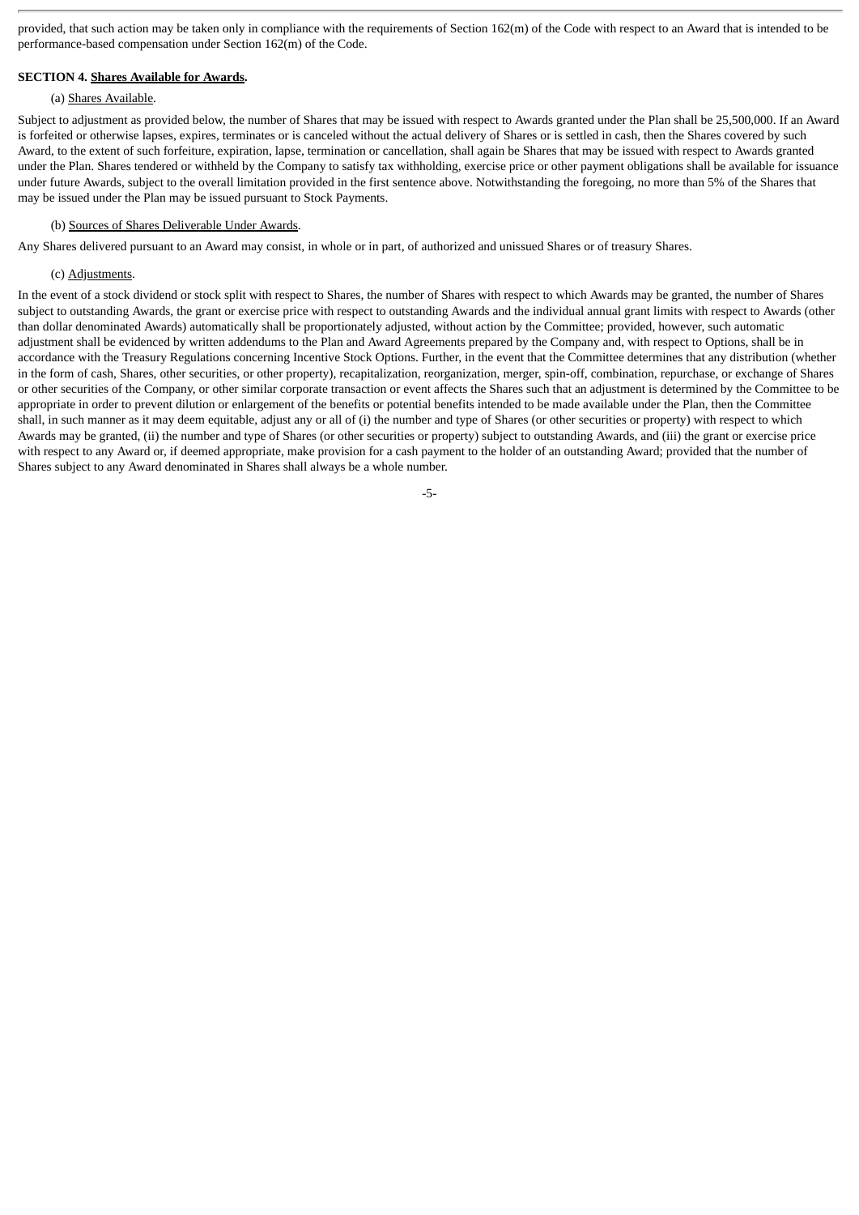provided, that such action may be taken only in compliance with the requirements of Section 162(m) of the Code with respect to an Award that is intended to be performance-based compensation under Section 162(m) of the Code.

**SECTION 4. Shares Available for Awards.**

(a) Shares Available.

Subject to adjustment as provided below, the number of Shares that may be issued with respect to Awards granted under the Plan shall be 25,500,000. If an Award is forfeited or otherwise lapses, expires, terminates or is canceled without the actual delivery of Shares or is settled in cash, then the Shares covered by such Award, to the extent of such forfeiture, expiration, lapse, termination or cancellation, shall again be Shares that may be issued with respect to Awards granted under the Plan. Shares tendered or withheld by the Company to satisfy tax withholding, exercise price or other payment obligations shall be available for issuance under future Awards, subject to the overall limitation provided in the first sentence above. Notwithstanding the foregoing, no more than 5% of the Shares that may be issued under the Plan may be issued pursuant to Stock Payments.

(b) Sources of Shares Deliverable Under Awards.

Any Shares delivered pursuant to an Award may consist, in whole or in part, of authorized and unissued Shares or of treasury Shares.

(c) Adjustments.

In the event of a stock dividend or stock split with respect to Shares, the number of Shares with respect to which Awards may be granted, the number of Shares subject to outstanding Awards, the grant or exercise price with respect to outstanding Awards and the individual annual grant limits with respect to Awards (other than dollar denominated Awards) automatically shall be proportionately adjusted, without action by the Committee; provided, however, such automatic adjustment shall be evidenced by written addendums to the Plan and Award Agreements prepared by the Company and, with respect to Options, shall be in accordance with the Treasury Regulations concerning Incentive Stock Options. Further, in the event that the Committee determines that any distribution (whether in the form of cash, Shares, other securities, or other property), recapitalization, reorganization, merger, spin-off, combination, repurchase, or exchange of Shares or other securities of the Company, or other similar corporate transaction or event affects the Shares such that an adjustment is determined by the Committee to be appropriate in order to prevent dilution or enlargement of the benefits or potential benefits intended to be made available under the Plan, then the Committee shall, in such manner as it may deem equitable, adjust any or all of (i) the number and type of Shares (or other securities or property) with respect to which Awards may be granted, (ii) the number and type of Shares (or other securities or property) subject to outstanding Awards, and (iii) the grant or exercise price with respect to any Award or, if deemed appropriate, make provision for a cash payment to the holder of an outstanding Award; provided that the number of Shares subject to any Award denominated in Shares shall always be a whole number.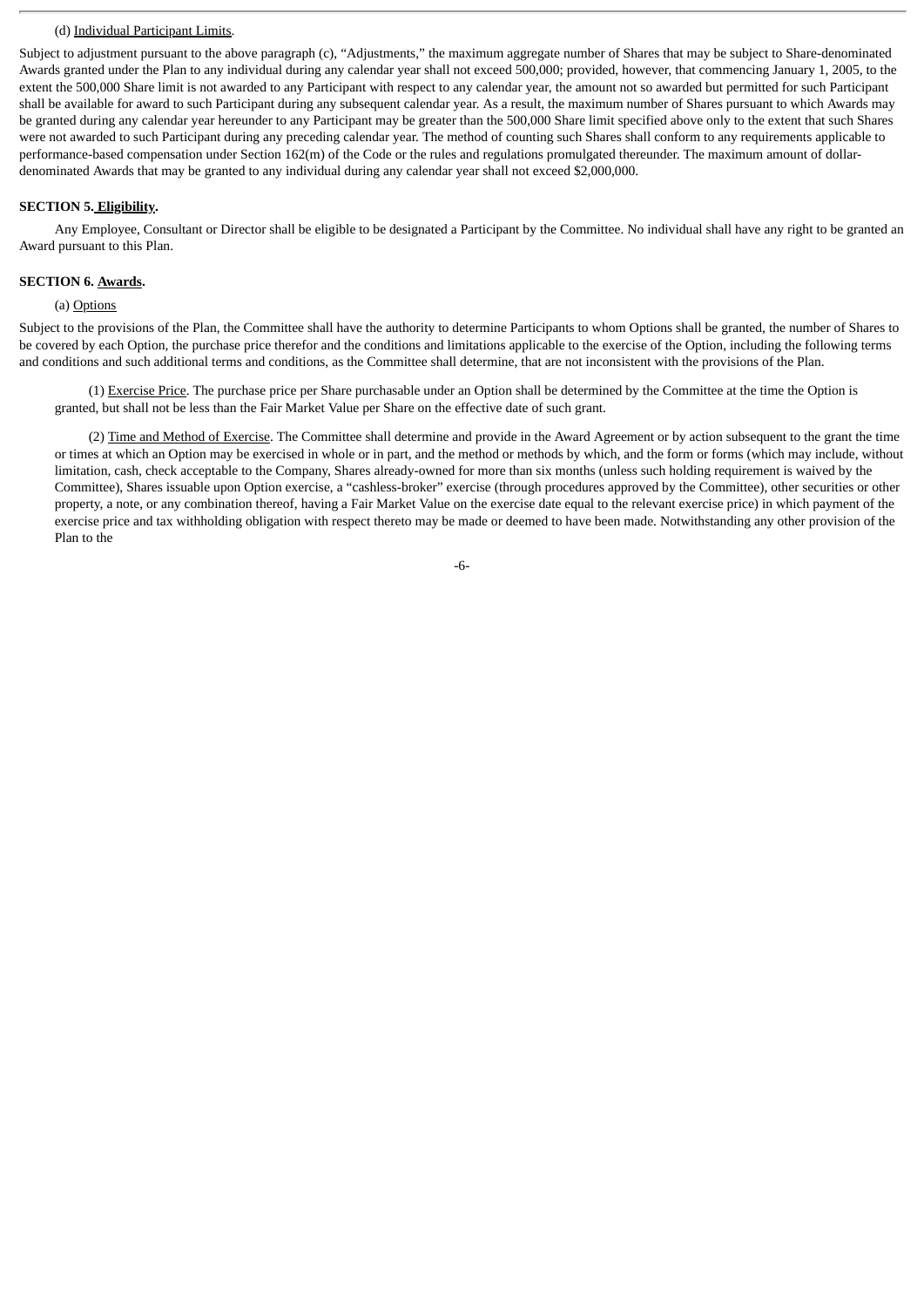(d) Individual Participant Limits.

Subject to adjustment pursuant to the above paragraph (c), "Adjustments," the maximum aggregate number of Shares that may be subject to Share-denominated Awards granted under the Plan to any individual during any calendar year shall not exceed 500,000; provided, however, that commencing January 1, 2005, to the extent the 500,000 Share limit is not awarded to any Participant with respect to any calendar year, the amount not so awarded but permitted for such Participant shall be available for award to such Participant during any subsequent calendar year. As a result, the maximum number of Shares pursuant to which Awards may be granted during any calendar year hereunder to any Participant may be greater than the 500,000 Share limit specified above only to the extent that such Shares were not awarded to such Participant during any preceding calendar year. The method of counting such Shares shall conform to any requirements applicable to performance-based compensation under Section 162(m) of the Code or the rules and regulations promulgated thereunder. The maximum amount of dollar-denominated Awards that may be granted to any individual during any calendar year shall not exceed $2,000,000.

**SECTION 5. Eligibility.**

Any Employee, Consultant or Director shall be eligible to be designated a Participant by the Committee. No individual shall have any right to be granted an Award pursuant to this Plan.

**SECTION 6. Awards.**

(a) Options

Subject to the provisions of the Plan, the Committee shall have the authority to determine Participants to whom Options shall be granted, the number of Shares to be covered by each Option, the purchase price therefor and the conditions and limitations applicable to the exercise of the Option, including the following terms and conditions and such additional terms and conditions, as the Committee shall determine, that are not inconsistent with the provisions of the Plan.

(1) Exercise Price. The purchase price per Share purchasable under an Option shall be determined by the Committee at the time the Option is granted, but shall not be less than the Fair Market Value per Share on the effective date of such grant.

(2) Time and Method of Exercise. The Committee shall determine and provide in the Award Agreement or by action subsequent to the grant the time or times at which an Option may be exercised in whole or in part, and the method or methods by which, and the form or forms (which may include, without limitation, cash, check acceptable to the Company, Shares already-owned for more than six months (unless such holding requirement is waived by the Committee), Shares issuable upon Option exercise, a "cashless-broker" exercise (through procedures approved by the Committee), other securities or other property, a note, or any combination thereof, having a Fair Market Value on the exercise date equal to the relevant exercise price) in which payment of the exercise price and tax withholding obligation with respect thereto may be made or deemed to have been made. Notwithstanding any other provision of the Plan to the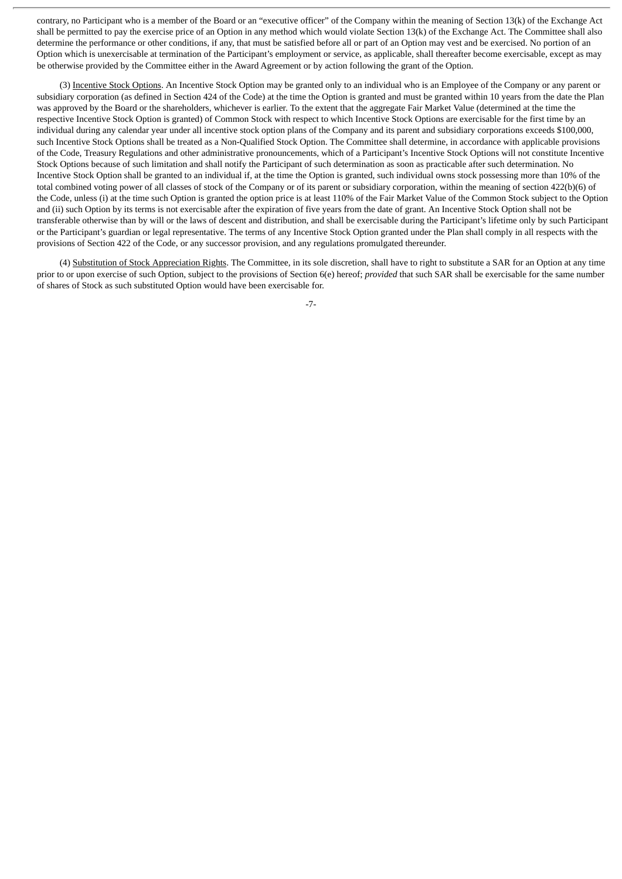contrary, no Participant who is a member of the Board or an "executive officer" of the Company within the meaning of Section 13(k) of the Exchange Act shall be permitted to pay the exercise price of an Option in any method which would violate Section 13(k) of the Exchange Act. The Committee shall also determine the performance or other conditions, if any, that must be satisfied before all or part of an Option may vest and be exercised. No portion of an Option which is unexercisable at termination of the Participant's employment or service, as applicable, shall thereafter become exercisable, except as may be otherwise provided by the Committee either in the Award Agreement or by action following the grant of the Option.

(3) Incentive Stock Options. An Incentive Stock Option may be granted only to an individual who is an Employee of the Company or any parent or subsidiary corporation (as defined in Section 424 of the Code) at the time the Option is granted and must be granted within 10 years from the date the Plan was approved by the Board or the shareholders, whichever is earlier. To the extent that the aggregate Fair Market Value (determined at the time the respective Incentive Stock Option is granted) of Common Stock with respect to which Incentive Stock Options are exercisable for the first time by an individual during any calendar year under all incentive stock option plans of the Company and its parent and subsidiary corporations exceeds $100,000, such Incentive Stock Options shall be treated as a Non-Qualified Stock Option. The Committee shall determine, in accordance with applicable provisions of the Code, Treasury Regulations and other administrative pronouncements, which of a Participant's Incentive Stock Options will not constitute Incentive Stock Options because of such limitation and shall notify the Participant of such determination as soon as practicable after such determination. No Incentive Stock Option shall be granted to an individual if, at the time the Option is granted, such individual owns stock possessing more than 10% of the total combined voting power of all classes of stock of the Company or of its parent or subsidiary corporation, within the meaning of section 422(b)(6) of the Code, unless (i) at the time such Option is granted the option price is at least 110% of the Fair Market Value of the Common Stock subject to the Option and (ii) such Option by its terms is not exercisable after the expiration of five years from the date of grant. An Incentive Stock Option shall not be transferable otherwise than by will or the laws of descent and distribution, and shall be exercisable during the Participant's lifetime only by such Participant or the Participant's guardian or legal representative. The terms of any Incentive Stock Option granted under the Plan shall comply in all respects with the provisions of Section 422 of the Code, or any successor provision, and any regulations promulgated thereunder.

(4) Substitution of Stock Appreciation Rights. The Committee, in its sole discretion, shall have to right to substitute a SAR for an Option at any time prior to or upon exercise of such Option, subject to the provisions of Section 6(e) hereof; *provided* that such SAR shall be exercisable for the same number of shares of Stock as such substituted Option would have been exercisable for.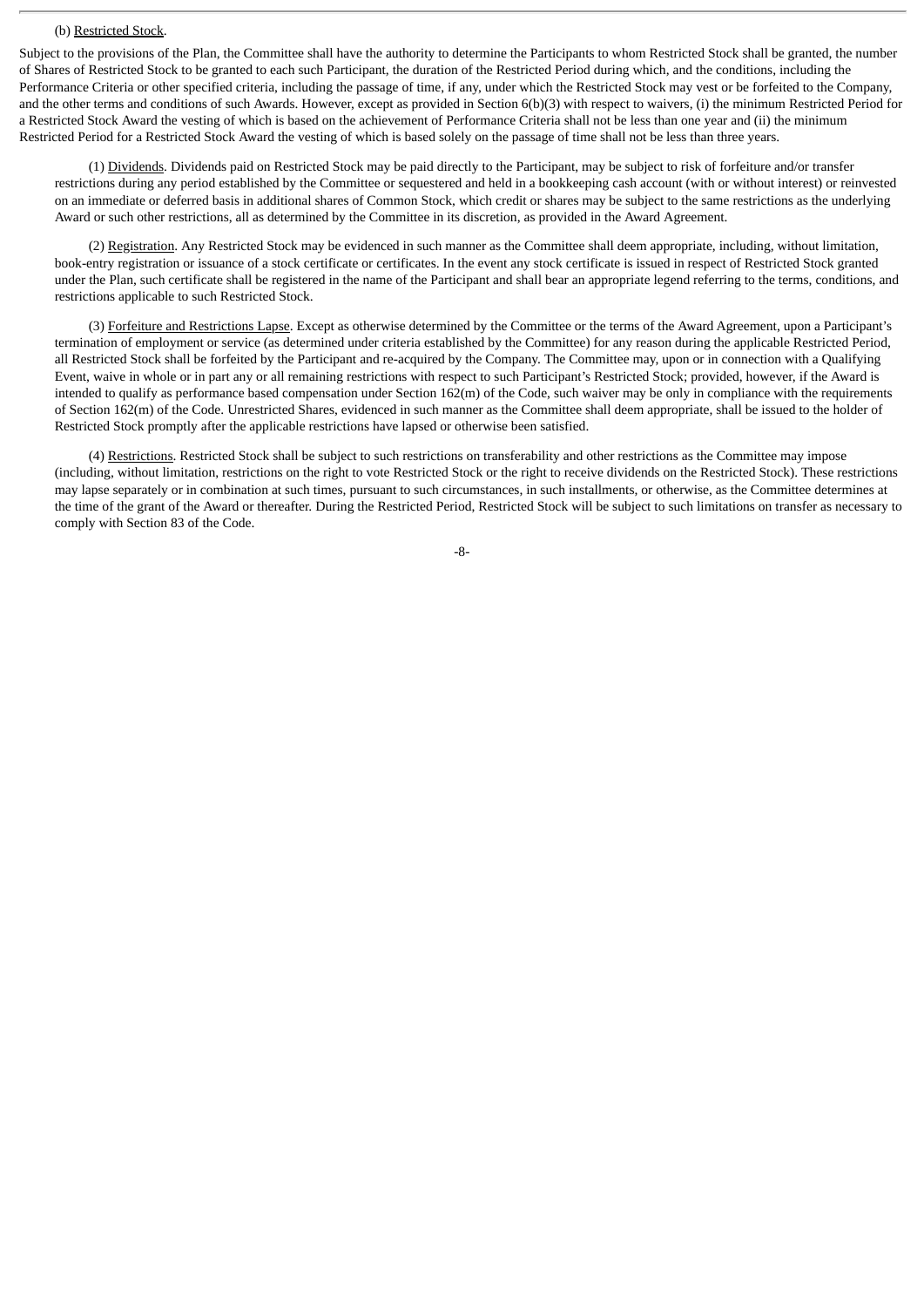(b) Restricted Stock.

Subject to the provisions of the Plan, the Committee shall have the authority to determine the Participants to whom Restricted Stock shall be granted, the number of Shares of Restricted Stock to be granted to each such Participant, the duration of the Restricted Period during which, and the conditions, including the Performance Criteria or other specified criteria, including the passage of time, if any, under which the Restricted Stock may vest or be forfeited to the Company, and the other terms and conditions of such Awards. However, except as provided in Section 6(b)(3) with respect to waivers, (i) the minimum Restricted Period for a Restricted Stock Award the vesting of which is based on the achievement of Performance Criteria shall not be less than one year and (ii) the minimum Restricted Period for a Restricted Stock Award the vesting of which is based solely on the passage of time shall not be less than three years.

(1) Dividends. Dividends paid on Restricted Stock may be paid directly to the Participant, may be subject to risk of forfeiture and/or transfer restrictions during any period established by the Committee or sequestered and held in a bookkeeping cash account (with or without interest) or reinvested on an immediate or deferred basis in additional shares of Common Stock, which credit or shares may be subject to the same restrictions as the underlying Award or such other restrictions, all as determined by the Committee in its discretion, as provided in the Award Agreement.

(2) Registration. Any Restricted Stock may be evidenced in such manner as the Committee shall deem appropriate, including, without limitation, book-entry registration or issuance of a stock certificate or certificates. In the event any stock certificate is issued in respect of Restricted Stock granted under the Plan, such certificate shall be registered in the name of the Participant and shall bear an appropriate legend referring to the terms, conditions, and restrictions applicable to such Restricted Stock.

(3) Forfeiture and Restrictions Lapse. Except as otherwise determined by the Committee or the terms of the Award Agreement, upon a Participant's termination of employment or service (as determined under criteria established by the Committee) for any reason during the applicable Restricted Period, all Restricted Stock shall be forfeited by the Participant and re-acquired by the Company. The Committee may, upon or in connection with a Qualifying Event, waive in whole or in part any or all remaining restrictions with respect to such Participant's Restricted Stock; provided, however, if the Award is intended to qualify as performance based compensation under Section 162(m) of the Code, such waiver may be only in compliance with the requirements of Section 162(m) of the Code. Unrestricted Shares, evidenced in such manner as the Committee shall deem appropriate, shall be issued to the holder of Restricted Stock promptly after the applicable restrictions have lapsed or otherwise been satisfied.

(4) Restrictions. Restricted Stock shall be subject to such restrictions on transferability and other restrictions as the Committee may impose (including, without limitation, restrictions on the right to vote Restricted Stock or the right to receive dividends on the Restricted Stock). These restrictions may lapse separately or in combination at such times, pursuant to such circumstances, in such installments, or otherwise, as the Committee determines at the time of the grant of the Award or thereafter. During the Restricted Period, Restricted Stock will be subject to such limitations on transfer as necessary to comply with Section 83 of the Code.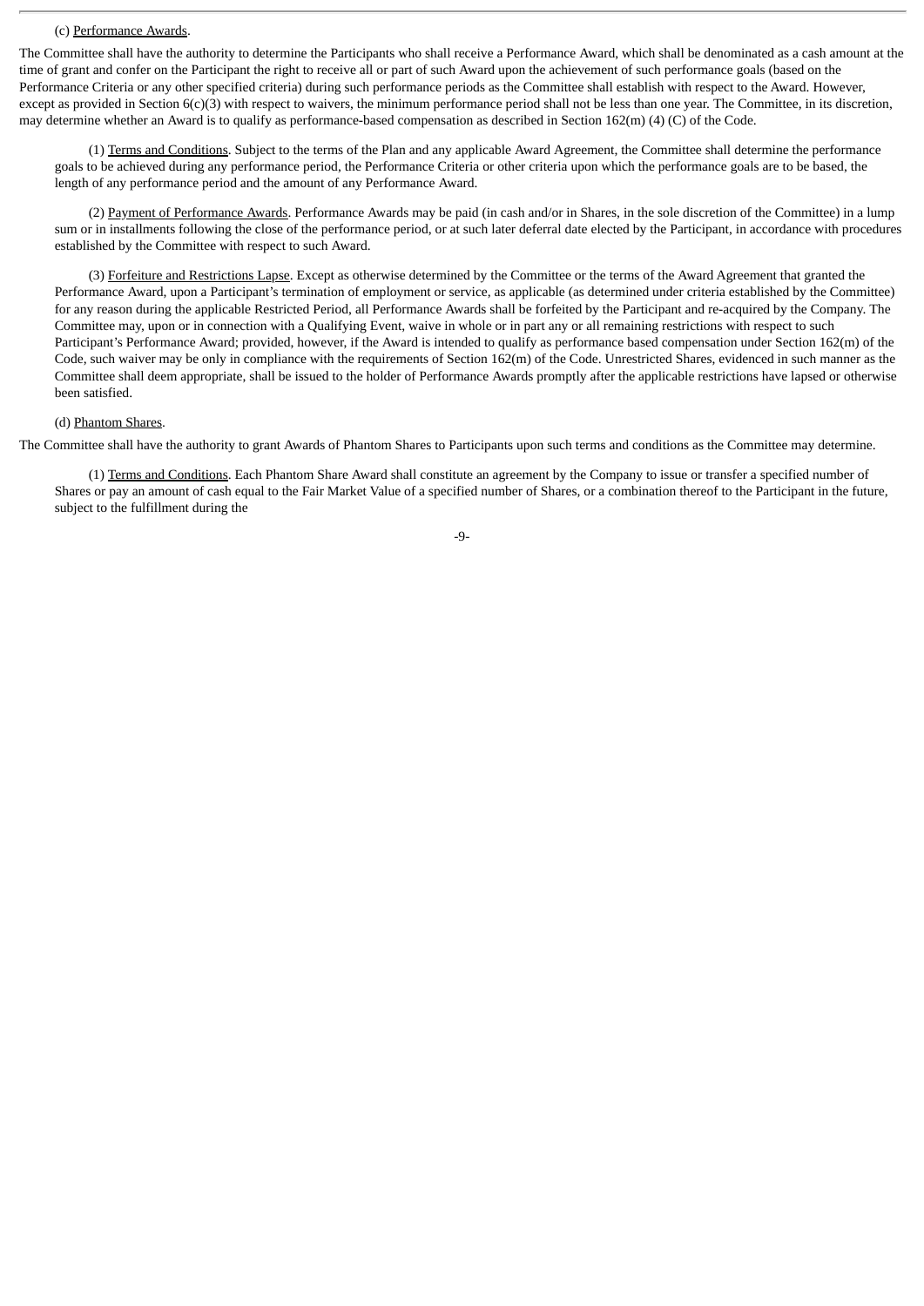(c) Performance Awards.

The Committee shall have the authority to determine the Participants who shall receive a Performance Award, which shall be denominated as a cash amount at the time of grant and confer on the Participant the right to receive all or part of such Award upon the achievement of such performance goals (based on the Performance Criteria or any other specified criteria) during such performance periods as the Committee shall establish with respect to the Award. However, except as provided in Section 6(c)(3) with respect to waivers, the minimum performance period shall not be less than one year. The Committee, in its discretion, may determine whether an Award is to qualify as performance-based compensation as described in Section 162(m) (4) (C) of the Code.

(1) Terms and Conditions. Subject to the terms of the Plan and any applicable Award Agreement, the Committee shall determine the performance goals to be achieved during any performance period, the Performance Criteria or other criteria upon which the performance goals are to be based, the length of any performance period and the amount of any Performance Award.

(2) Payment of Performance Awards. Performance Awards may be paid (in cash and/or in Shares, in the sole discretion of the Committee) in a lump sum or in installments following the close of the performance period, or at such later deferral date elected by the Participant, in accordance with procedures established by the Committee with respect to such Award.

(3) Forfeiture and Restrictions Lapse. Except as otherwise determined by the Committee or the terms of the Award Agreement that granted the Performance Award, upon a Participant's termination of employment or service, as applicable (as determined under criteria established by the Committee) for any reason during the applicable Restricted Period, all Performance Awards shall be forfeited by the Participant and re-acquired by the Company. The Committee may, upon or in connection with a Qualifying Event, waive in whole or in part any or all remaining restrictions with respect to such Participant's Performance Award; provided, however, if the Award is intended to qualify as performance based compensation under Section 162(m) of the Code, such waiver may be only in compliance with the requirements of Section 162(m) of the Code. Unrestricted Shares, evidenced in such manner as the Committee shall deem appropriate, shall be issued to the holder of Performance Awards promptly after the applicable restrictions have lapsed or otherwise been satisfied.

(d) Phantom Shares.

The Committee shall have the authority to grant Awards of Phantom Shares to Participants upon such terms and conditions as the Committee may determine.

(1) Terms and Conditions. Each Phantom Share Award shall constitute an agreement by the Company to issue or transfer a specified number of Shares or pay an amount of cash equal to the Fair Market Value of a specified number of Shares, or a combination thereof to the Participant in the future, subject to the fulfillment during the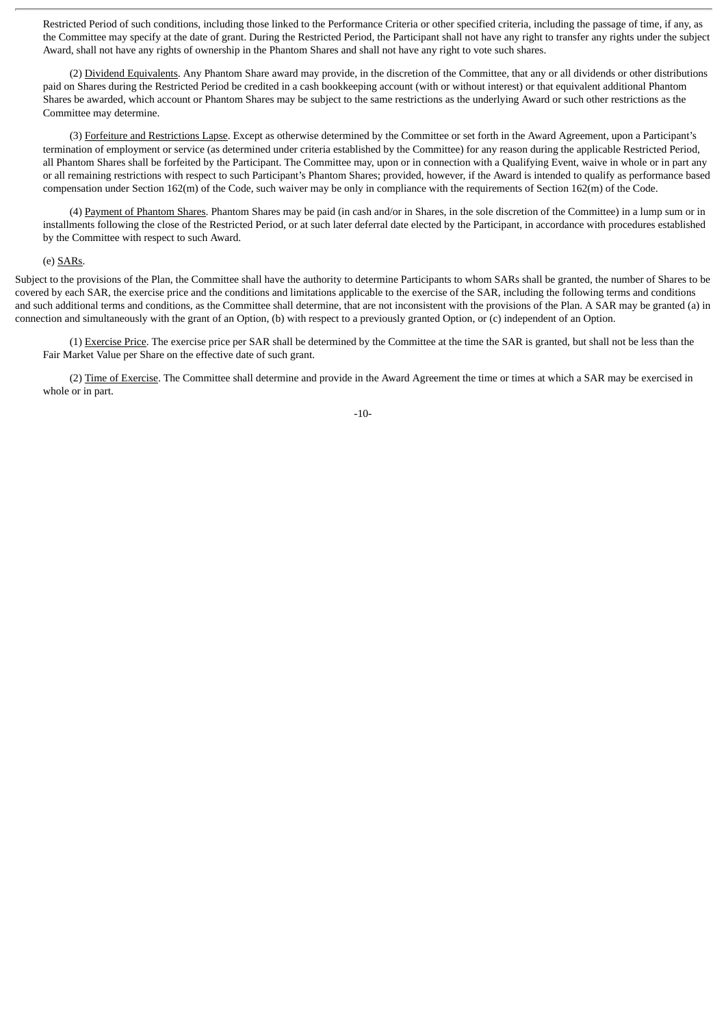Restricted Period of such conditions, including those linked to the Performance Criteria or other specified criteria, including the passage of time, if any, as the Committee may specify at the date of grant. During the Restricted Period, the Participant shall not have any right to transfer any rights under the subject Award, shall not have any rights of ownership in the Phantom Shares and shall not have any right to vote such shares.

(2) Dividend Equivalents. Any Phantom Share award may provide, in the discretion of the Committee, that any or all dividends or other distributions paid on Shares during the Restricted Period be credited in a cash bookkeeping account (with or without interest) or that equivalent additional Phantom Shares be awarded, which account or Phantom Shares may be subject to the same restrictions as the underlying Award or such other restrictions as the Committee may determine.

(3) Forfeiture and Restrictions Lapse. Except as otherwise determined by the Committee or set forth in the Award Agreement, upon a Participant's termination of employment or service (as determined under criteria established by the Committee) for any reason during the applicable Restricted Period, all Phantom Shares shall be forfeited by the Participant. The Committee may, upon or in connection with a Qualifying Event, waive in whole or in part any or all remaining restrictions with respect to such Participant's Phantom Shares; provided, however, if the Award is intended to qualify as performance based compensation under Section 162(m) of the Code, such waiver may be only in compliance with the requirements of Section 162(m) of the Code.

(4) Payment of Phantom Shares. Phantom Shares may be paid (in cash and/or in Shares, in the sole discretion of the Committee) in a lump sum or in installments following the close of the Restricted Period, or at such later deferral date elected by the Participant, in accordance with procedures established by the Committee with respect to such Award.

(e) SARs.

Subject to the provisions of the Plan, the Committee shall have the authority to determine Participants to whom SARs shall be granted, the number of Shares to be covered by each SAR, the exercise price and the conditions and limitations applicable to the exercise of the SAR, including the following terms and conditions and such additional terms and conditions, as the Committee shall determine, that are not inconsistent with the provisions of the Plan. A SAR may be granted (a) in connection and simultaneously with the grant of an Option, (b) with respect to a previously granted Option, or (c) independent of an Option.

(1) Exercise Price. The exercise price per SAR shall be determined by the Committee at the time the SAR is granted, but shall not be less than the Fair Market Value per Share on the effective date of such grant.

(2) Time of Exercise. The Committee shall determine and provide in the Award Agreement the time or times at which a SAR may be exercised in whole or in part.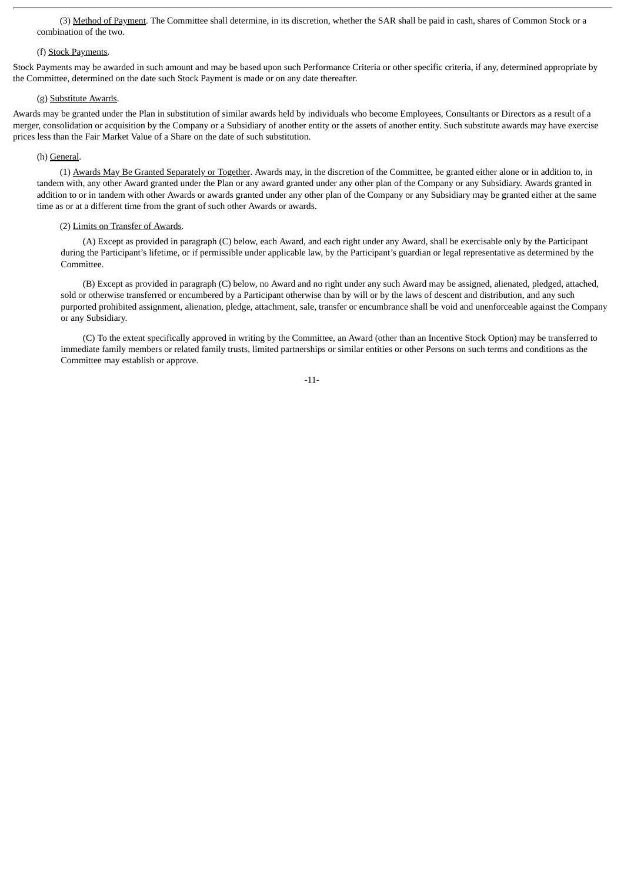(3) Method of Payment. The Committee shall determine, in its discretion, whether the SAR shall be paid in cash, shares of Common Stock or a combination of the two.

(f) Stock Payments.

Stock Payments may be awarded in such amount and may be based upon such Performance Criteria or other specific criteria, if any, determined appropriate by the Committee, determined on the date such Stock Payment is made or on any date thereafter.

(g) Substitute Awards.

Awards may be granted under the Plan in substitution of similar awards held by individuals who become Employees, Consultants or Directors as a result of a merger, consolidation or acquisition by the Company or a Subsidiary of another entity or the assets of another entity. Such substitute awards may have exercise prices less than the Fair Market Value of a Share on the date of such substitution.

(h) General.

(1) Awards May Be Granted Separately or Together. Awards may, in the discretion of the Committee, be granted either alone or in addition to, in tandem with, any other Award granted under the Plan or any award granted under any other plan of the Company or any Subsidiary. Awards granted in addition to or in tandem with other Awards or awards granted under any other plan of the Company or any Subsidiary may be granted either at the same time as or at a different time from the grant of such other Awards or awards.

(2) Limits on Transfer of Awards.

(A) Except as provided in paragraph (C) below, each Award, and each right under any Award, shall be exercisable only by the Participant during the Participant's lifetime, or if permissible under applicable law, by the Participant's guardian or legal representative as determined by the Committee.

(B) Except as provided in paragraph (C) below, no Award and no right under any such Award may be assigned, alienated, pledged, attached, sold or otherwise transferred or encumbered by a Participant otherwise than by will or by the laws of descent and distribution, and any such purported prohibited assignment, alienation, pledge, attachment, sale, transfer or encumbrance shall be void and unenforceable against the Company or any Subsidiary.

(C) To the extent specifically approved in writing by the Committee, an Award (other than an Incentive Stock Option) may be transferred to immediate family members or related family trusts, limited partnerships or similar entities or other Persons on such terms and conditions as the Committee may establish or approve.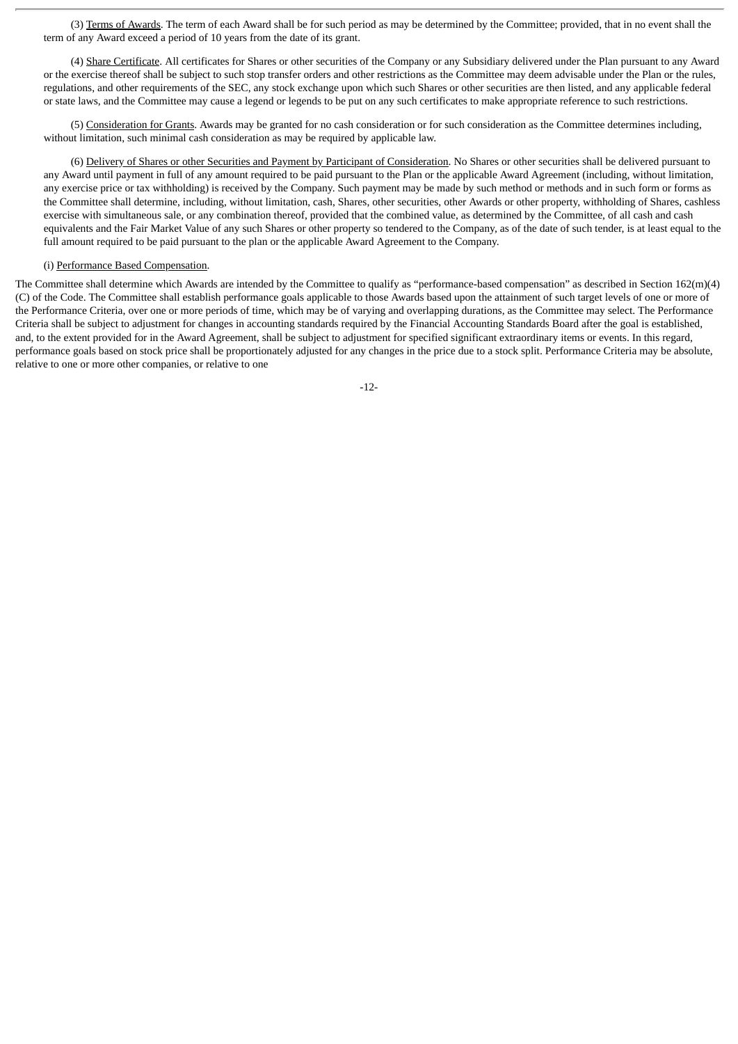(3) Terms of Awards. The term of each Award shall be for such period as may be determined by the Committee; provided, that in no event shall the term of any Award exceed a period of 10 years from the date of its grant.

(4) Share Certificate. All certificates for Shares or other securities of the Company or any Subsidiary delivered under the Plan pursuant to any Award or the exercise thereof shall be subject to such stop transfer orders and other restrictions as the Committee may deem advisable under the Plan or the rules, regulations, and other requirements of the SEC, any stock exchange upon which such Shares or other securities are then listed, and any applicable federal or state laws, and the Committee may cause a legend or legends to be put on any such certificates to make appropriate reference to such restrictions.

(5) Consideration for Grants. Awards may be granted for no cash consideration or for such consideration as the Committee determines including, without limitation, such minimal cash consideration as may be required by applicable law.

(6) Delivery of Shares or other Securities and Payment by Participant of Consideration. No Shares or other securities shall be delivered pursuant to any Award until payment in full of any amount required to be paid pursuant to the Plan or the applicable Award Agreement (including, without limitation, any exercise price or tax withholding) is received by the Company. Such payment may be made by such method or methods and in such form or forms as the Committee shall determine, including, without limitation, cash, Shares, other securities, other Awards or other property, withholding of Shares, cashless exercise with simultaneous sale, or any combination thereof, provided that the combined value, as determined by the Committee, of all cash and cash equivalents and the Fair Market Value of any such Shares or other property so tendered to the Company, as of the date of such tender, is at least equal to the full amount required to be paid pursuant to the plan or the applicable Award Agreement to the Company.

(i) Performance Based Compensation.

The Committee shall determine which Awards are intended by the Committee to qualify as "performance-based compensation" as described in Section 162(m)(4)(C) of the Code. The Committee shall establish performance goals applicable to those Awards based upon the attainment of such target levels of one or more of the Performance Criteria, over one or more periods of time, which may be of varying and overlapping durations, as the Committee may select. The Performance Criteria shall be subject to adjustment for changes in accounting standards required by the Financial Accounting Standards Board after the goal is established, and, to the extent provided for in the Award Agreement, shall be subject to adjustment for specified significant extraordinary items or events. In this regard, performance goals based on stock price shall be proportionately adjusted for any changes in the price due to a stock split. Performance Criteria may be absolute, relative to one or more other companies, or relative to one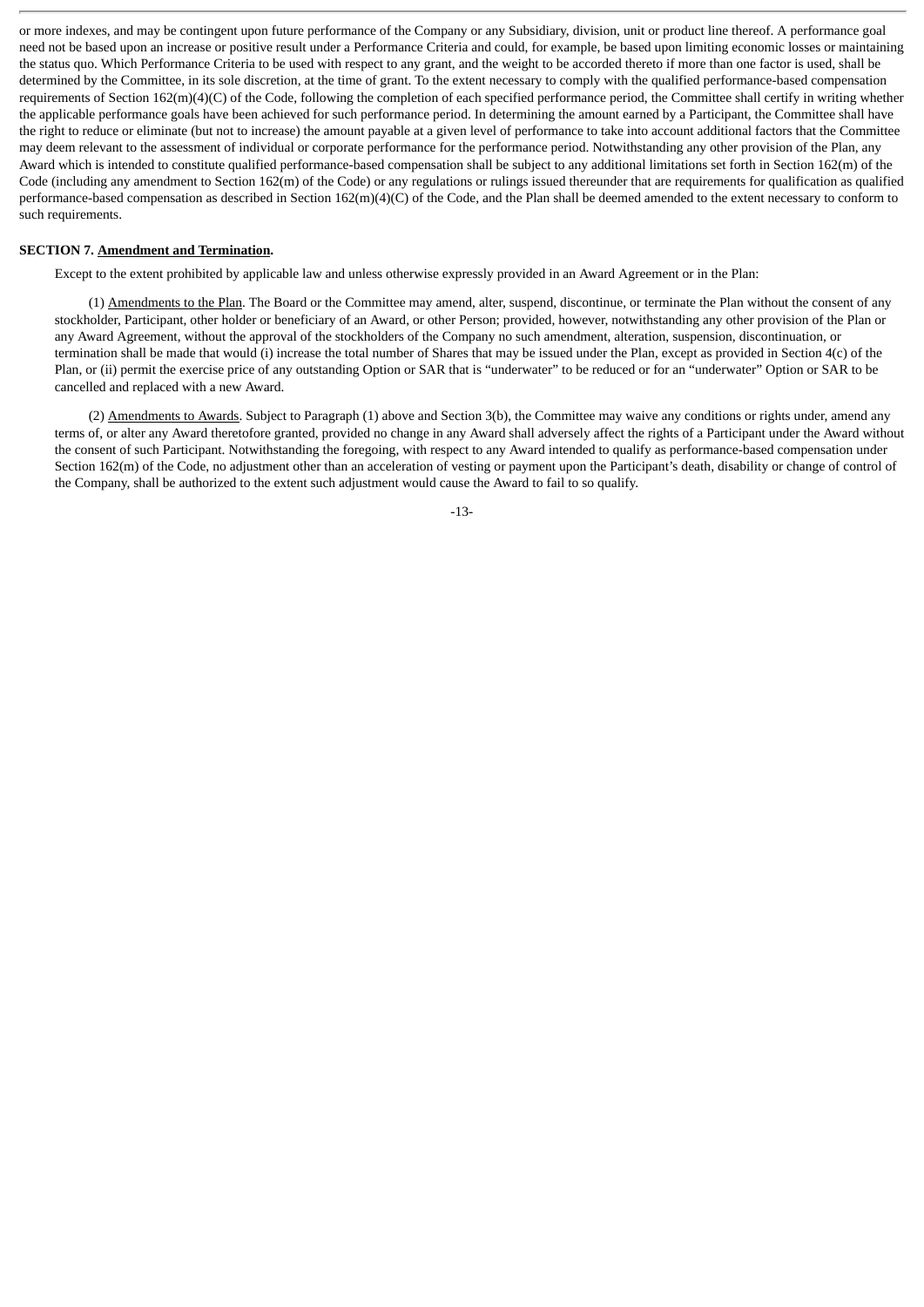or more indexes, and may be contingent upon future performance of the Company or any Subsidiary, division, unit or product line thereof. A performance goal need not be based upon an increase or positive result under a Performance Criteria and could, for example, be based upon limiting economic losses or maintaining the status quo. Which Performance Criteria to be used with respect to any grant, and the weight to be accorded thereto if more than one factor is used, shall be determined by the Committee, in its sole discretion, at the time of grant. To the extent necessary to comply with the qualified performance-based compensation requirements of Section 162(m)(4)(C) of the Code, following the completion of each specified performance period, the Committee shall certify in writing whether the applicable performance goals have been achieved for such performance period. In determining the amount earned by a Participant, the Committee shall have the right to reduce or eliminate (but not to increase) the amount payable at a given level of performance to take into account additional factors that the Committee may deem relevant to the assessment of individual or corporate performance for the performance period. Notwithstanding any other provision of the Plan, any Award which is intended to constitute qualified performance-based compensation shall be subject to any additional limitations set forth in Section 162(m) of the Code (including any amendment to Section 162(m) of the Code) or any regulations or rulings issued thereunder that are requirements for qualification as qualified performance-based compensation as described in Section 162(m)(4)(C) of the Code, and the Plan shall be deemed amended to the extent necessary to conform to such requirements.

**SECTION 7. Amendment and Termination.**

Except to the extent prohibited by applicable law and unless otherwise expressly provided in an Award Agreement or in the Plan:

(1) Amendments to the Plan. The Board or the Committee may amend, alter, suspend, discontinue, or terminate the Plan without the consent of any stockholder, Participant, other holder or beneficiary of an Award, or other Person; provided, however, notwithstanding any other provision of the Plan or any Award Agreement, without the approval of the stockholders of the Company no such amendment, alteration, suspension, discontinuation, or termination shall be made that would (i) increase the total number of Shares that may be issued under the Plan, except as provided in Section 4(c) of the Plan, or (ii) permit the exercise price of any outstanding Option or SAR that is "underwater" to be reduced or for an "underwater" Option or SAR to be cancelled and replaced with a new Award.

(2) Amendments to Awards. Subject to Paragraph (1) above and Section 3(b), the Committee may waive any conditions or rights under, amend any terms of, or alter any Award theretofore granted, provided no change in any Award shall adversely affect the rights of a Participant under the Award without the consent of such Participant. Notwithstanding the foregoing, with respect to any Award intended to qualify as performance-based compensation under Section 162(m) of the Code, no adjustment other than an acceleration of vesting or payment upon the Participant's death, disability or change of control of the Company, shall be authorized to the extent such adjustment would cause the Award to fail to so qualify.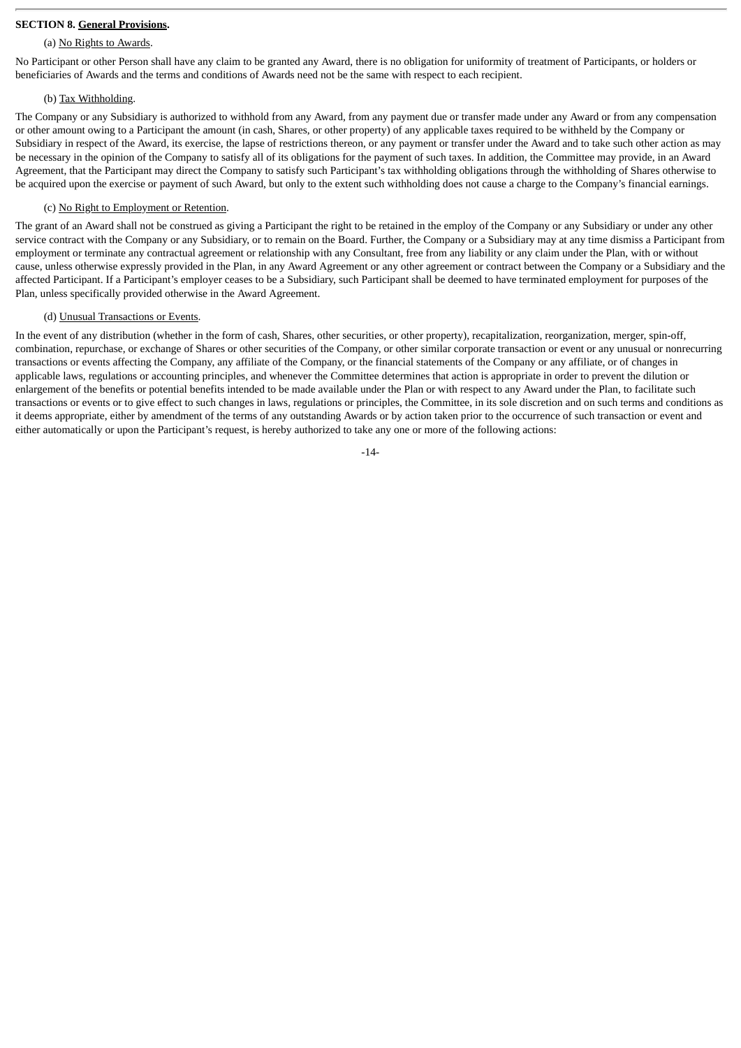**SECTION 8. General Provisions.**

(a) No Rights to Awards.

No Participant or other Person shall have any claim to be granted any Award, there is no obligation for uniformity of treatment of Participants, or holders or beneficiaries of Awards and the terms and conditions of Awards need not be the same with respect to each recipient.

(b) Tax Withholding.

The Company or any Subsidiary is authorized to withhold from any Award, from any payment due or transfer made under any Award or from any compensation or other amount owing to a Participant the amount (in cash, Shares, or other property) of any applicable taxes required to be withheld by the Company or Subsidiary in respect of the Award, its exercise, the lapse of restrictions thereon, or any payment or transfer under the Award and to take such other action as may be necessary in the opinion of the Company to satisfy all of its obligations for the payment of such taxes. In addition, the Committee may provide, in an Award Agreement, that the Participant may direct the Company to satisfy such Participant's tax withholding obligations through the withholding of Shares otherwise to be acquired upon the exercise or payment of such Award, but only to the extent such withholding does not cause a charge to the Company's financial earnings.

(c) No Right to Employment or Retention.

The grant of an Award shall not be construed as giving a Participant the right to be retained in the employ of the Company or any Subsidiary or under any other service contract with the Company or any Subsidiary, or to remain on the Board. Further, the Company or a Subsidiary may at any time dismiss a Participant from employment or terminate any contractual agreement or relationship with any Consultant, free from any liability or any claim under the Plan, with or without cause, unless otherwise expressly provided in the Plan, in any Award Agreement or any other agreement or contract between the Company or a Subsidiary and the affected Participant. If a Participant's employer ceases to be a Subsidiary, such Participant shall be deemed to have terminated employment for purposes of the Plan, unless specifically provided otherwise in the Award Agreement.

(d) Unusual Transactions or Events.

In the event of any distribution (whether in the form of cash, Shares, other securities, or other property), recapitalization, reorganization, merger, spin-off, combination, repurchase, or exchange of Shares or other securities of the Company, or other similar corporate transaction or event or any unusual or nonrecurring transactions or events affecting the Company, any affiliate of the Company, or the financial statements of the Company or any affiliate, or of changes in applicable laws, regulations or accounting principles, and whenever the Committee determines that action is appropriate in order to prevent the dilution or enlargement of the benefits or potential benefits intended to be made available under the Plan or with respect to any Award under the Plan, to facilitate such transactions or events or to give effect to such changes in laws, regulations or principles, the Committee, in its sole discretion and on such terms and conditions as it deems appropriate, either by amendment of the terms of any outstanding Awards or by action taken prior to the occurrence of such transaction or event and either automatically or upon the Participant's request, is hereby authorized to take any one or more of the following actions: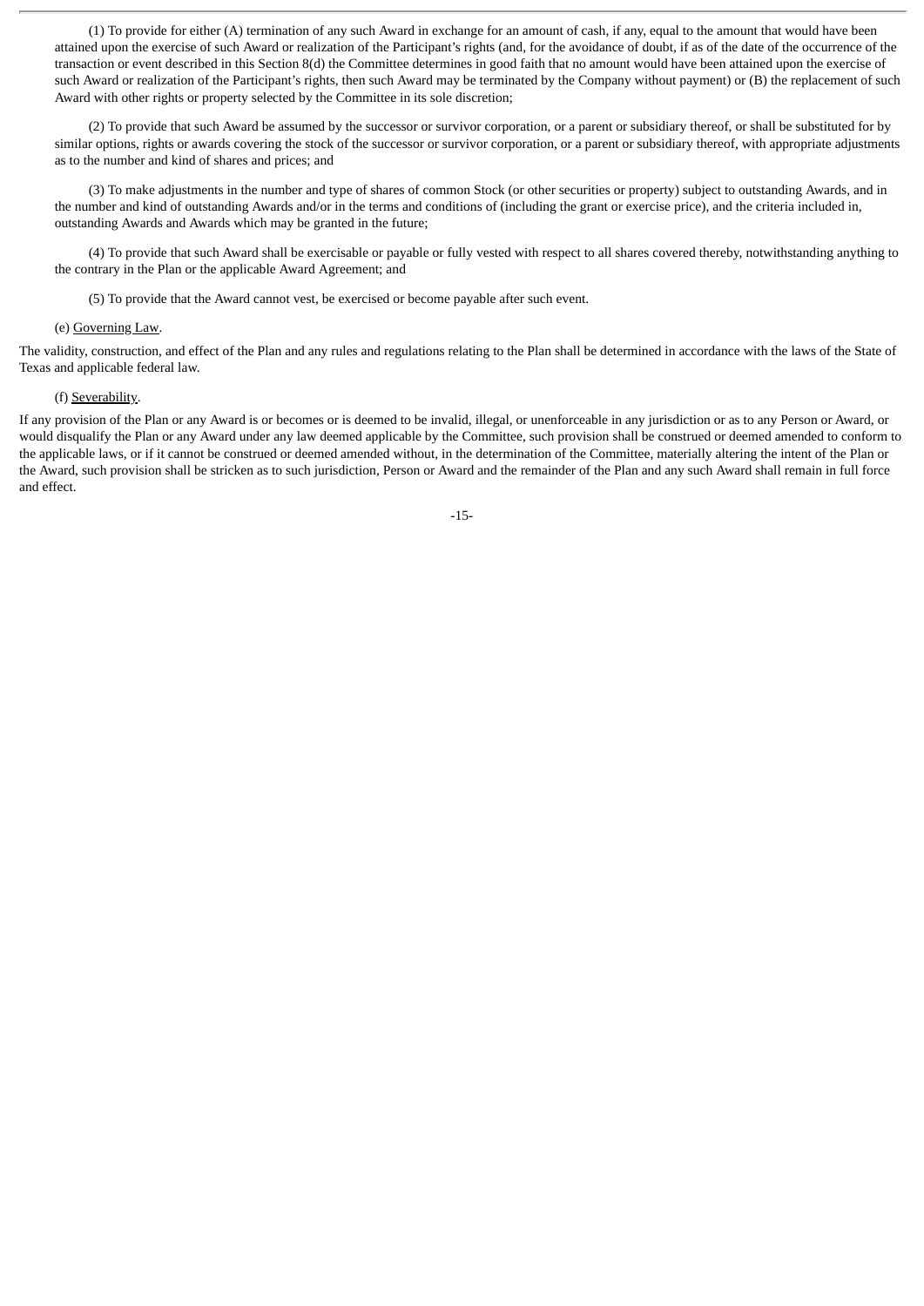(1) To provide for either (A) termination of any such Award in exchange for an amount of cash, if any, equal to the amount that would have been attained upon the exercise of such Award or realization of the Participant's rights (and, for the avoidance of doubt, if as of the date of the occurrence of the transaction or event described in this Section 8(d) the Committee determines in good faith that no amount would have been attained upon the exercise of such Award or realization of the Participant's rights, then such Award may be terminated by the Company without payment) or (B) the replacement of such Award with other rights or property selected by the Committee in its sole discretion;

(2) To provide that such Award be assumed by the successor or survivor corporation, or a parent or subsidiary thereof, or shall be substituted for by similar options, rights or awards covering the stock of the successor or survivor corporation, or a parent or subsidiary thereof, with appropriate adjustments as to the number and kind of shares and prices; and

(3) To make adjustments in the number and type of shares of common Stock (or other securities or property) subject to outstanding Awards, and in the number and kind of outstanding Awards and/or in the terms and conditions of (including the grant or exercise price), and the criteria included in, outstanding Awards and Awards which may be granted in the future;

(4) To provide that such Award shall be exercisable or payable or fully vested with respect to all shares covered thereby, notwithstanding anything to the contrary in the Plan or the applicable Award Agreement; and

(5) To provide that the Award cannot vest, be exercised or become payable after such event.

(e) Governing Law.

The validity, construction, and effect of the Plan and any rules and regulations relating to the Plan shall be determined in accordance with the laws of the State of Texas and applicable federal law.

(f) Severability.

If any provision of the Plan or any Award is or becomes or is deemed to be invalid, illegal, or unenforceable in any jurisdiction or as to any Person or Award, or would disqualify the Plan or any Award under any law deemed applicable by the Committee, such provision shall be construed or deemed amended to conform to the applicable laws, or if it cannot be construed or deemed amended without, in the determination of the Committee, materially altering the intent of the Plan or the Award, such provision shall be stricken as to such jurisdiction, Person or Award and the remainder of the Plan and any such Award shall remain in full force and effect.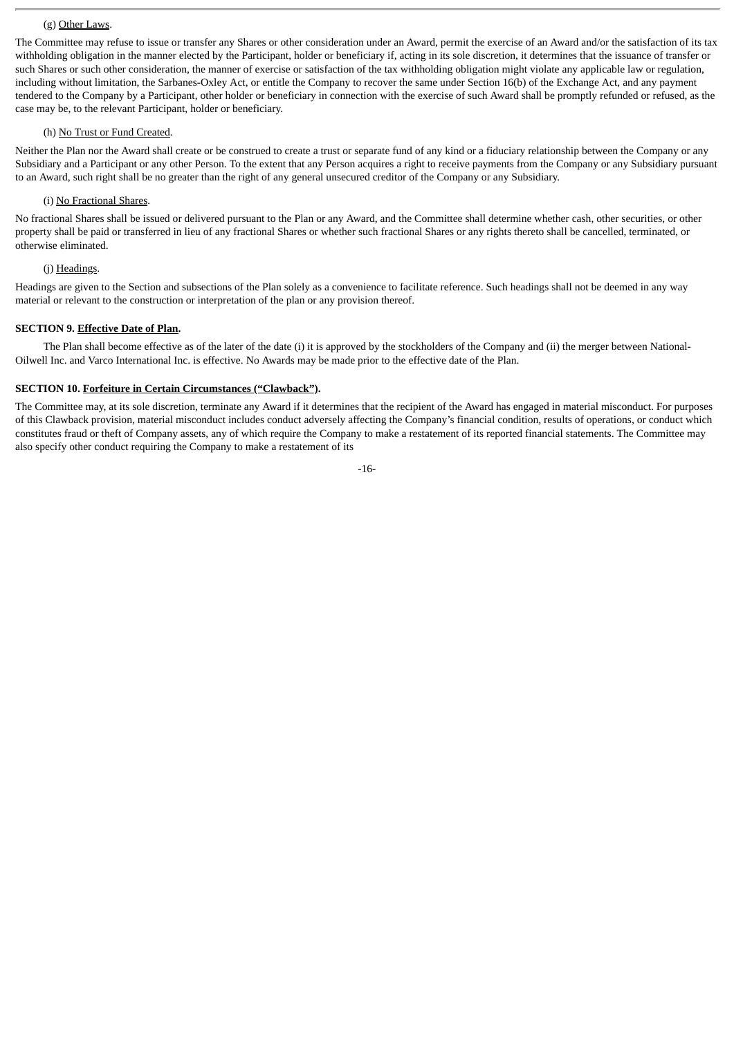(g) <u>Other Laws</u>.

The Committee may refuse to issue or transfer any Shares or other consideration under an Award, permit the exercise of an Award and/or the satisfaction of its tax withholding obligation in the manner elected by the Participant, holder or beneficiary if, acting in its sole discretion, it determines that the issuance of transfer or such Shares or such other consideration, the manner of exercise or satisfaction of the tax withholding obligation might violate any applicable law or regulation, including without limitation, the Sarbanes-Oxley Act, or entitle the Company to recover the same under Section 16(b) of the Exchange Act, and any payment tendered to the Company by a Participant, other holder or beneficiary in connection with the exercise of such Award shall be promptly refunded or refused, as the case may be, to the relevant Participant, holder or beneficiary.

(h) <u>No Trust or Fund Created</u>.

Neither the Plan nor the Award shall create or be construed to create a trust or separate fund of any kind or a fiduciary relationship between the Company or any Subsidiary and a Participant or any other Person. To the extent that any Person acquires a right to receive payments from the Company or any Subsidiary pursuant to an Award, such right shall be no greater than the right of any general unsecured creditor of the Company or any Subsidiary.

(i) <u>No Fractional Shares</u>.

No fractional Shares shall be issued or delivered pursuant to the Plan or any Award, and the Committee shall determine whether cash, other securities, or other property shall be paid or transferred in lieu of any fractional Shares or whether such fractional Shares or any rights thereto shall be cancelled, terminated, or otherwise eliminated.

(j) <u>Headings</u>.

Headings are given to the Section and subsections of the Plan solely as a convenience to facilitate reference. Such headings shall not be deemed in any way material or relevant to the construction or interpretation of the plan or any provision thereof.

**SECTION 9. <u>Effective Date of Plan</u>.**

The Plan shall become effective as of the later of the date (i) it is approved by the stockholders of the Company and (ii) the merger between National-Oilwell Inc. and Varco International Inc. is effective. No Awards may be made prior to the effective date of the Plan.

**SECTION 10. <u>Forfeiture in Certain Circumstances ("Clawback")</u>.**

The Committee may, at its sole discretion, terminate any Award if it determines that the recipient of the Award has engaged in material misconduct. For purposes of this Clawback provision, material misconduct includes conduct adversely affecting the Company's financial condition, results of operations, or conduct which constitutes fraud or theft of Company assets, any of which require the Company to make a restatement of its reported financial statements. The Committee may also specify other conduct requiring the Company to make a restatement of its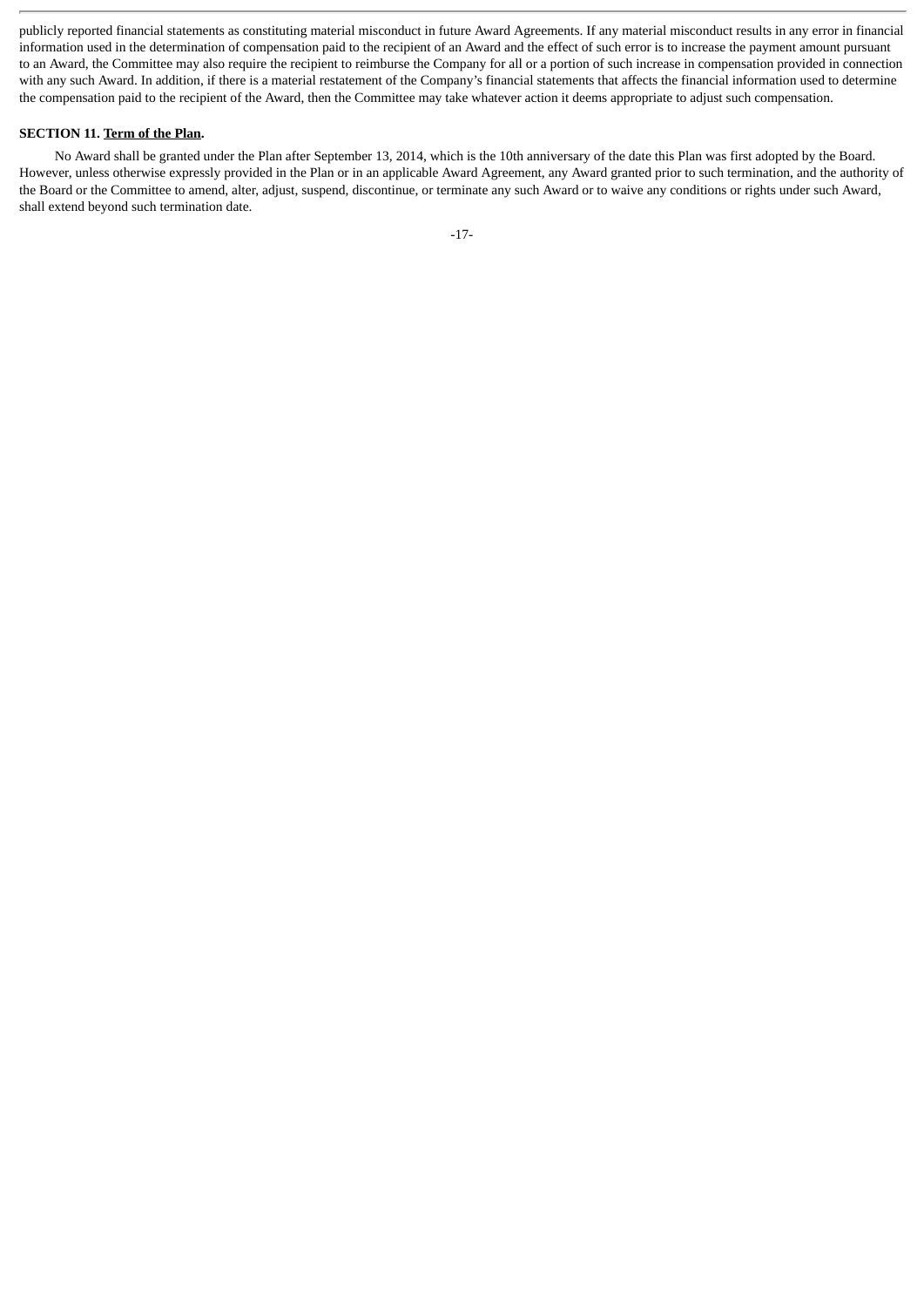publicly reported financial statements as constituting material misconduct in future Award Agreements. If any material misconduct results in any error in financial information used in the determination of compensation paid to the recipient of an Award and the effect of such error is to increase the payment amount pursuant to an Award, the Committee may also require the recipient to reimburse the Company for all or a portion of such increase in compensation provided in connection with any such Award. In addition, if there is a material restatement of the Company's financial statements that affects the financial information used to determine the compensation paid to the recipient of the Award, then the Committee may take whatever action it deems appropriate to adjust such compensation.

**SECTION 11. Term of the Plan.**

No Award shall be granted under the Plan after September 13, 2014, which is the 10th anniversary of the date this Plan was first adopted by the Board. However, unless otherwise expressly provided in the Plan or in an applicable Award Agreement, any Award granted prior to such termination, and the authority of the Board or the Committee to amend, alter, adjust, suspend, discontinue, or terminate any such Award or to waive any conditions or rights under such Award, shall extend beyond such termination date.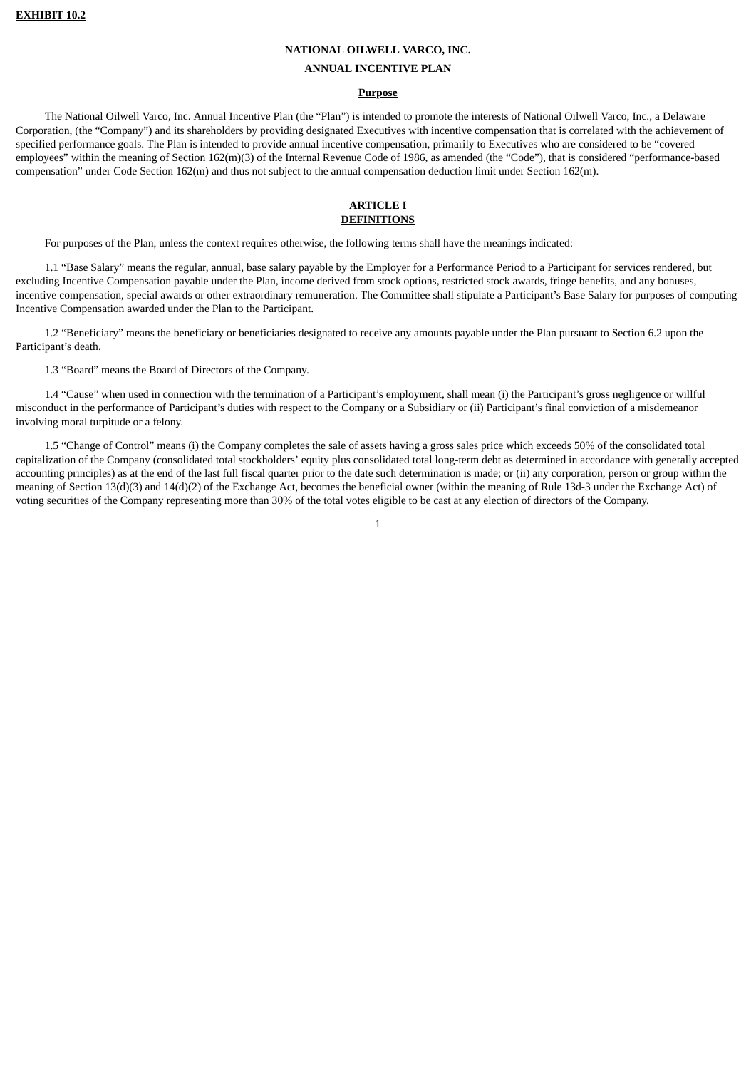**EXHIBIT 10.2**

# NATIONAL OILWELL VARCO, INC.

## ANNUAL INCENTIVE PLAN

### Purpose

The National Oilwell Varco, Inc. Annual Incentive Plan (the "Plan") is intended to promote the interests of National Oilwell Varco, Inc., a Delaware Corporation, (the "Company") and its shareholders by providing designated Executives with incentive compensation that is correlated with the achievement of specified performance goals. The Plan is intended to provide annual incentive compensation, primarily to Executives who are considered to be "covered employees" within the meaning of Section 162(m)(3) of the Internal Revenue Code of 1986, as amended (the "Code"), that is considered "performance-based compensation" under Code Section 162(m) and thus not subject to the annual compensation deduction limit under Section 162(m).

## ARTICLE I
## DEFINITIONS

For purposes of the Plan, unless the context requires otherwise, the following terms shall have the meanings indicated:

1.1 "Base Salary" means the regular, annual, base salary payable by the Employer for a Performance Period to a Participant for services rendered, but excluding Incentive Compensation payable under the Plan, income derived from stock options, restricted stock awards, fringe benefits, and any bonuses, incentive compensation, special awards or other extraordinary remuneration. The Committee shall stipulate a Participant's Base Salary for purposes of computing Incentive Compensation awarded under the Plan to the Participant.

1.2 "Beneficiary" means the beneficiary or beneficiaries designated to receive any amounts payable under the Plan pursuant to Section 6.2 upon the Participant's death.

1.3 "Board" means the Board of Directors of the Company.

1.4 "Cause" when used in connection with the termination of a Participant's employment, shall mean (i) the Participant's gross negligence or willful misconduct in the performance of Participant's duties with respect to the Company or a Subsidiary or (ii) Participant's final conviction of a misdemeanor involving moral turpitude or a felony.

1.5 "Change of Control" means (i) the Company completes the sale of assets having a gross sales price which exceeds 50% of the consolidated total capitalization of the Company (consolidated total stockholders' equity plus consolidated total long-term debt as determined in accordance with generally accepted accounting principles) as at the end of the last full fiscal quarter prior to the date such determination is made; or (ii) any corporation, person or group within the meaning of Section 13(d)(3) and 14(d)(2) of the Exchange Act, becomes the beneficial owner (within the meaning of Rule 13d-3 under the Exchange Act) of voting securities of the Company representing more than 30% of the total votes eligible to be cast at any election of directors of the Company.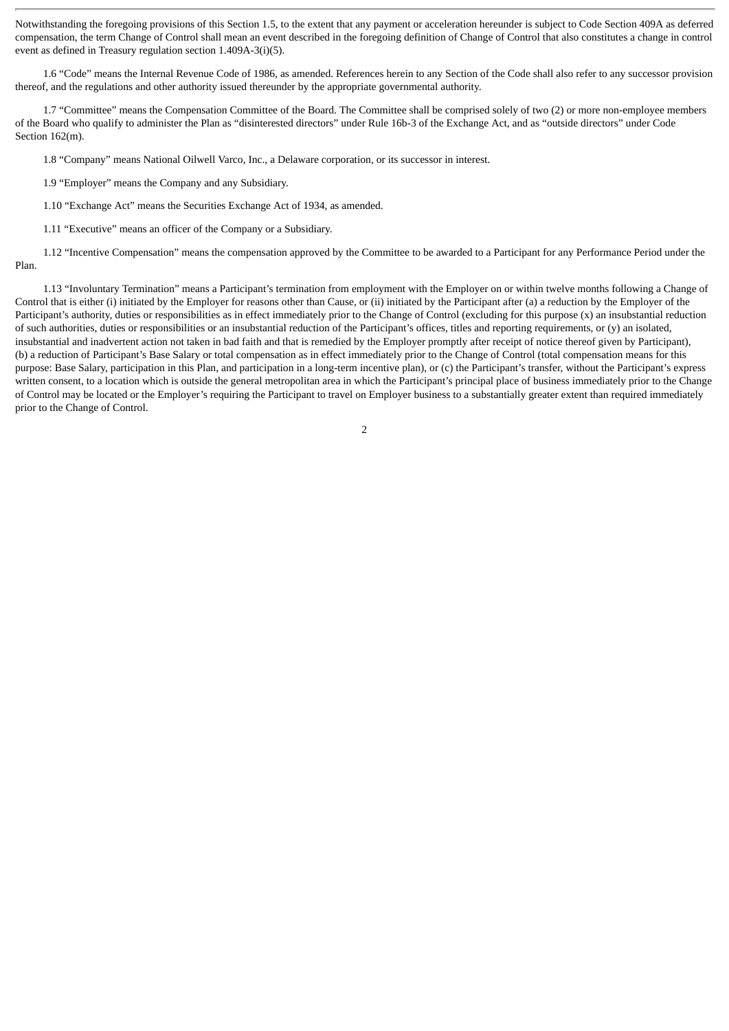Notwithstanding the foregoing provisions of this Section 1.5, to the extent that any payment or acceleration hereunder is subject to Code Section 409A as deferred compensation, the term Change of Control shall mean an event described in the foregoing definition of Change of Control that also constitutes a change in control event as defined in Treasury regulation section 1.409A-3(i)(5).

1.6 “Code” means the Internal Revenue Code of 1986, as amended. References herein to any Section of the Code shall also refer to any successor provision thereof, and the regulations and other authority issued thereunder by the appropriate governmental authority.

1.7 “Committee” means the Compensation Committee of the Board. The Committee shall be comprised solely of two (2) or more non-employee members of the Board who qualify to administer the Plan as “disinterested directors” under Rule 16b-3 of the Exchange Act, and as “outside directors” under Code Section 162(m).

1.8 “Company” means National Oilwell Varco, Inc., a Delaware corporation, or its successor in interest.

1.9 “Employer” means the Company and any Subsidiary.

1.10 “Exchange Act” means the Securities Exchange Act of 1934, as amended.

1.11 “Executive” means an officer of the Company or a Subsidiary.

1.12 “Incentive Compensation” means the compensation approved by the Committee to be awarded to a Participant for any Performance Period under the Plan.

1.13 “Involuntary Termination” means a Participant’s termination from employment with the Employer on or within twelve months following a Change of Control that is either (i) initiated by the Employer for reasons other than Cause, or (ii) initiated by the Participant after (a) a reduction by the Employer of the Participant’s authority, duties or responsibilities as in effect immediately prior to the Change of Control (excluding for this purpose (x) an insubstantial reduction of such authorities, duties or responsibilities or an insubstantial reduction of the Participant’s offices, titles and reporting requirements, or (y) an isolated, insubstantial and inadvertent action not taken in bad faith and that is remedied by the Employer promptly after receipt of notice thereof given by Participant), (b) a reduction of Participant’s Base Salary or total compensation as in effect immediately prior to the Change of Control (total compensation means for this purpose: Base Salary, participation in this Plan, and participation in a long-term incentive plan), or (c) the Participant’s transfer, without the Participant’s express written consent, to a location which is outside the general metropolitan area in which the Participant’s principal place of business immediately prior to the Change of Control may be located or the Employer’s requiring the Participant to travel on Employer business to a substantially greater extent than required immediately prior to the Change of Control.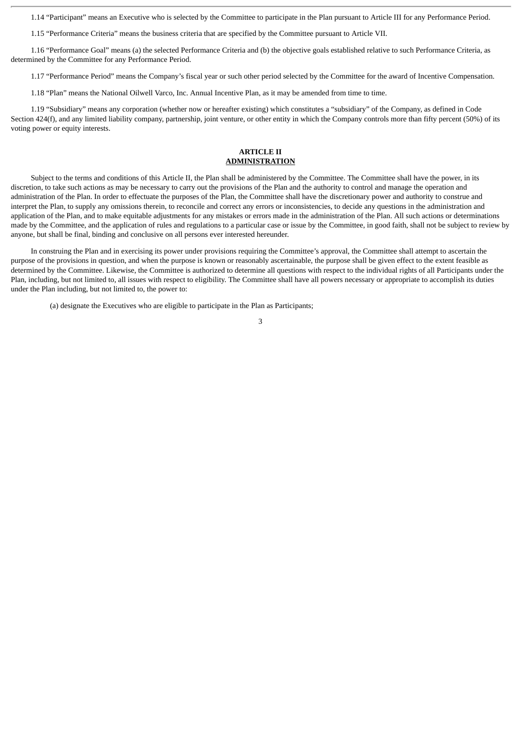1.14 "Participant" means an Executive who is selected by the Committee to participate in the Plan pursuant to Article III for any Performance Period.

1.15 "Performance Criteria" means the business criteria that are specified by the Committee pursuant to Article VII.

1.16 "Performance Goal" means (a) the selected Performance Criteria and (b) the objective goals established relative to such Performance Criteria, as determined by the Committee for any Performance Period.

1.17 "Performance Period" means the Company's fiscal year or such other period selected by the Committee for the award of Incentive Compensation.

1.18 "Plan" means the National Oilwell Varco, Inc. Annual Incentive Plan, as it may be amended from time to time.

1.19 "Subsidiary" means any corporation (whether now or hereafter existing) which constitutes a "subsidiary" of the Company, as defined in Code Section 424(f), and any limited liability company, partnership, joint venture, or other entity in which the Company controls more than fifty percent (50%) of its voting power or equity interests.

## ARTICLE II
## ADMINISTRATION

Subject to the terms and conditions of this Article II, the Plan shall be administered by the Committee. The Committee shall have the power, in its discretion, to take such actions as may be necessary to carry out the provisions of the Plan and the authority to control and manage the operation and administration of the Plan. In order to effectuate the purposes of the Plan, the Committee shall have the discretionary power and authority to construe and interpret the Plan, to supply any omissions therein, to reconcile and correct any errors or inconsistencies, to decide any questions in the administration and application of the Plan, and to make equitable adjustments for any mistakes or errors made in the administration of the Plan. All such actions or determinations made by the Committee, and the application of rules and regulations to a particular case or issue by the Committee, in good faith, shall not be subject to review by anyone, but shall be final, binding and conclusive on all persons ever interested hereunder.

In construing the Plan and in exercising its power under provisions requiring the Committee's approval, the Committee shall attempt to ascertain the purpose of the provisions in question, and when the purpose is known or reasonably ascertainable, the purpose shall be given effect to the extent feasible as determined by the Committee. Likewise, the Committee is authorized to determine all questions with respect to the individual rights of all Participants under the Plan, including, but not limited to, all issues with respect to eligibility. The Committee shall have all powers necessary or appropriate to accomplish its duties under the Plan including, but not limited to, the power to:

(a) designate the Executives who are eligible to participate in the Plan as Participants;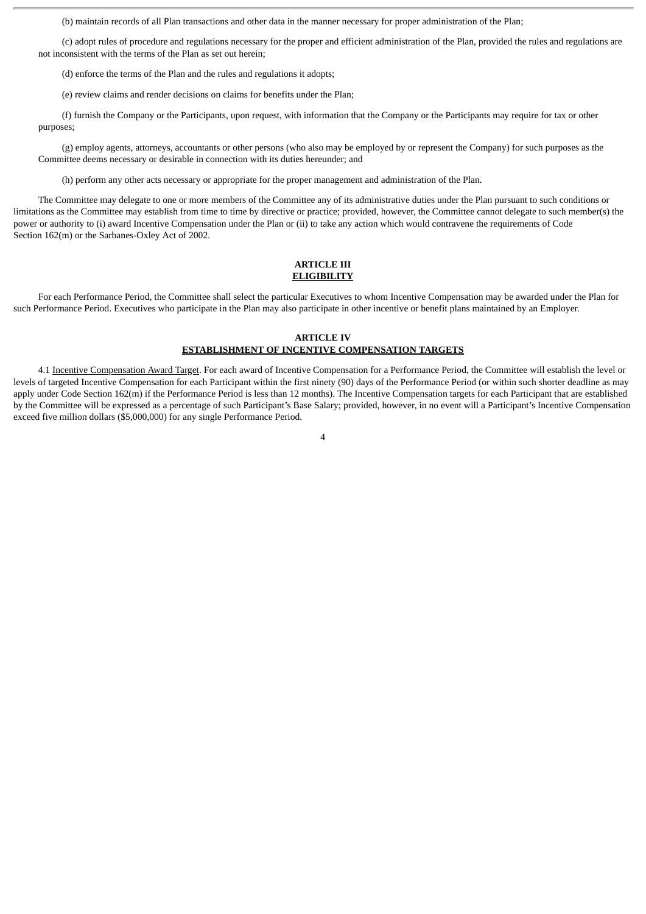(b) maintain records of all Plan transactions and other data in the manner necessary for proper administration of the Plan;

(c) adopt rules of procedure and regulations necessary for the proper and efficient administration of the Plan, provided the rules and regulations are not inconsistent with the terms of the Plan as set out herein;

(d) enforce the terms of the Plan and the rules and regulations it adopts;

(e) review claims and render decisions on claims for benefits under the Plan;

(f) furnish the Company or the Participants, upon request, with information that the Company or the Participants may require for tax or other purposes;

(g) employ agents, attorneys, accountants or other persons (who also may be employed by or represent the Company) for such purposes as the Committee deems necessary or desirable in connection with its duties hereunder; and

(h) perform any other acts necessary or appropriate for the proper management and administration of the Plan.

The Committee may delegate to one or more members of the Committee any of its administrative duties under the Plan pursuant to such conditions or limitations as the Committee may establish from time to time by directive or practice; provided, however, the Committee cannot delegate to such member(s) the power or authority to (i) award Incentive Compensation under the Plan or (ii) to take any action which would contravene the requirements of Code Section 162(m) or the Sarbanes-Oxley Act of 2002.

## ARTICLE III
## ELIGIBILITY

For each Performance Period, the Committee shall select the particular Executives to whom Incentive Compensation may be awarded under the Plan for such Performance Period. Executives who participate in the Plan may also participate in other incentive or benefit plans maintained by an Employer.

## ARTICLE IV
## ESTABLISHMENT OF INCENTIVE COMPENSATION TARGETS

4.1 Incentive Compensation Award Target. For each award of Incentive Compensation for a Performance Period, the Committee will establish the level or levels of targeted Incentive Compensation for each Participant within the first ninety (90) days of the Performance Period (or within such shorter deadline as may apply under Code Section 162(m) if the Performance Period is less than 12 months). The Incentive Compensation targets for each Participant that are established by the Committee will be expressed as a percentage of such Participant's Base Salary; provided, however, in no event will a Participant's Incentive Compensation exceed five million dollars ($5,000,000) for any single Performance Period.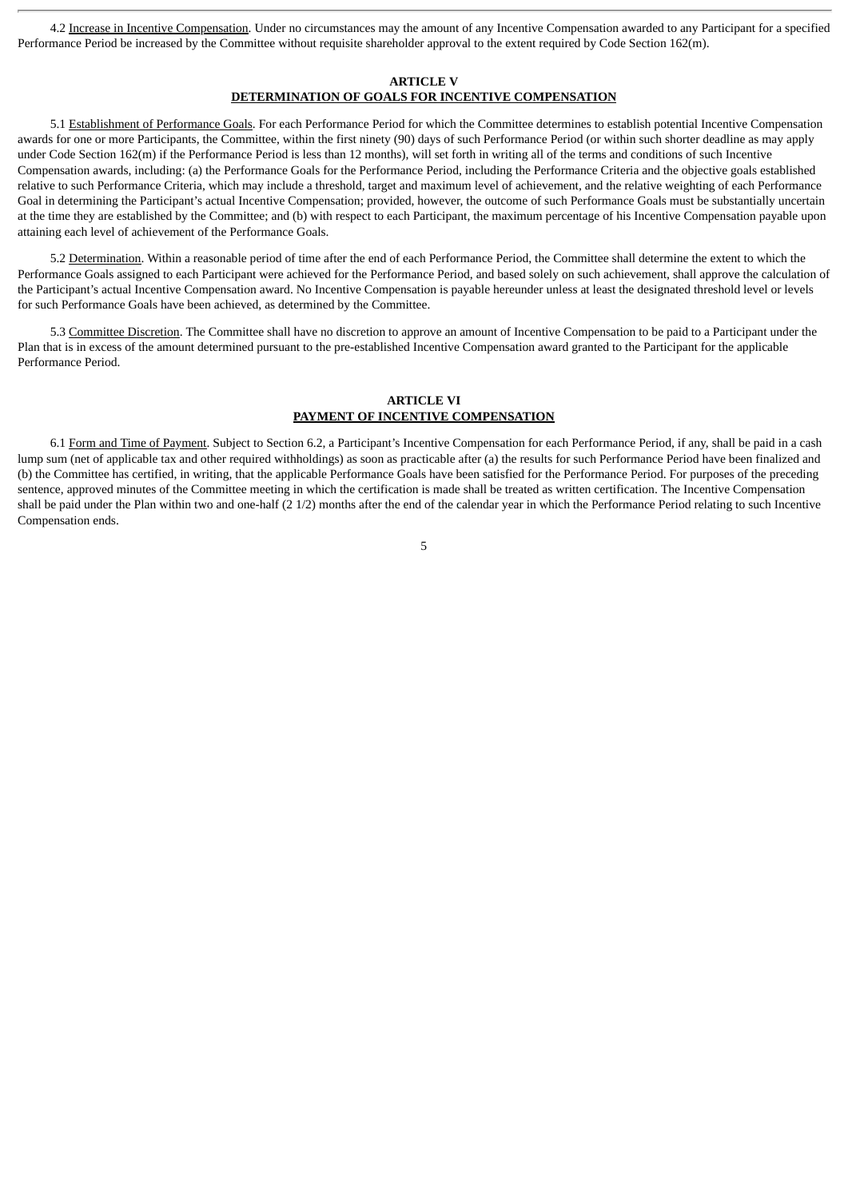4.2 Increase in Incentive Compensation. Under no circumstances may the amount of any Incentive Compensation awarded to any Participant for a specified Performance Period be increased by the Committee without requisite shareholder approval to the extent required by Code Section 162(m).

## ARTICLE V
## DETERMINATION OF GOALS FOR INCENTIVE COMPENSATION

5.1 Establishment of Performance Goals. For each Performance Period for which the Committee determines to establish potential Incentive Compensation awards for one or more Participants, the Committee, within the first ninety (90) days of such Performance Period (or within such shorter deadline as may apply under Code Section 162(m) if the Performance Period is less than 12 months), will set forth in writing all of the terms and conditions of such Incentive Compensation awards, including: (a) the Performance Goals for the Performance Period, including the Performance Criteria and the objective goals established relative to such Performance Criteria, which may include a threshold, target and maximum level of achievement, and the relative weighting of each Performance Goal in determining the Participant's actual Incentive Compensation; provided, however, the outcome of such Performance Goals must be substantially uncertain at the time they are established by the Committee; and (b) with respect to each Participant, the maximum percentage of his Incentive Compensation payable upon attaining each level of achievement of the Performance Goals.

5.2 Determination. Within a reasonable period of time after the end of each Performance Period, the Committee shall determine the extent to which the Performance Goals assigned to each Participant were achieved for the Performance Period, and based solely on such achievement, shall approve the calculation of the Participant's actual Incentive Compensation award. No Incentive Compensation is payable hereunder unless at least the designated threshold level or levels for such Performance Goals have been achieved, as determined by the Committee.

5.3 Committee Discretion. The Committee shall have no discretion to approve an amount of Incentive Compensation to be paid to a Participant under the Plan that is in excess of the amount determined pursuant to the pre-established Incentive Compensation award granted to the Participant for the applicable Performance Period.

## ARTICLE VI
## PAYMENT OF INCENTIVE COMPENSATION

6.1 Form and Time of Payment. Subject to Section 6.2, a Participant's Incentive Compensation for each Performance Period, if any, shall be paid in a cash lump sum (net of applicable tax and other required withholdings) as soon as practicable after (a) the results for such Performance Period have been finalized and (b) the Committee has certified, in writing, that the applicable Performance Goals have been satisfied for the Performance Period. For purposes of the preceding sentence, approved minutes of the Committee meeting in which the certification is made shall be treated as written certification. The Incentive Compensation shall be paid under the Plan within two and one-half (2 1/2) months after the end of the calendar year in which the Performance Period relating to such Incentive Compensation ends.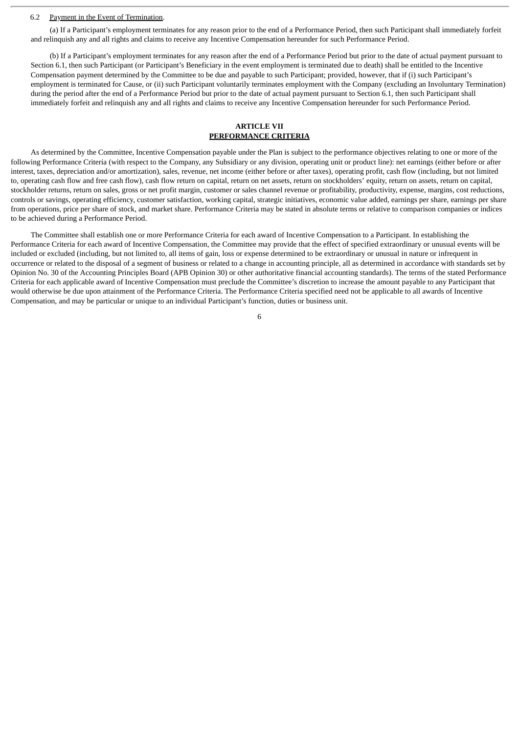6.2 Payment in the Event of Termination.

(a) If a Participant's employment terminates for any reason prior to the end of a Performance Period, then such Participant shall immediately forfeit and relinquish any and all rights and claims to receive any Incentive Compensation hereunder for such Performance Period.

(b) If a Participant's employment terminates for any reason after the end of a Performance Period but prior to the date of actual payment pursuant to Section 6.1, then such Participant (or Participant's Beneficiary in the event employment is terminated due to death) shall be entitled to the Incentive Compensation payment determined by the Committee to be due and payable to such Participant; provided, however, that if (i) such Participant's employment is terminated for Cause, or (ii) such Participant voluntarily terminates employment with the Company (excluding an Involuntary Termination) during the period after the end of a Performance Period but prior to the date of actual payment pursuant to Section 6.1, then such Participant shall immediately forfeit and relinquish any and all rights and claims to receive any Incentive Compensation hereunder for such Performance Period.

## ARTICLE VII
## PERFORMANCE CRITERIA

As determined by the Committee, Incentive Compensation payable under the Plan is subject to the performance objectives relating to one or more of the following Performance Criteria (with respect to the Company, any Subsidiary or any division, operating unit or product line): net earnings (either before or after interest, taxes, depreciation and/or amortization), sales, revenue, net income (either before or after taxes), operating profit, cash flow (including, but not limited to, operating cash flow and free cash flow), cash flow return on capital, return on net assets, return on stockholders' equity, return on assets, return on capital, stockholder returns, return on sales, gross or net profit margin, customer or sales channel revenue or profitability, productivity, expense, margins, cost reductions, controls or savings, operating efficiency, customer satisfaction, working capital, strategic initiatives, economic value added, earnings per share, earnings per share from operations, price per share of stock, and market share. Performance Criteria may be stated in absolute terms or relative to comparison companies or indices to be achieved during a Performance Period.

The Committee shall establish one or more Performance Criteria for each award of Incentive Compensation to a Participant. In establishing the Performance Criteria for each award of Incentive Compensation, the Committee may provide that the effect of specified extraordinary or unusual events will be included or excluded (including, but not limited to, all items of gain, loss or expense determined to be extraordinary or unusual in nature or infrequent in occurrence or related to the disposal of a segment of business or related to a change in accounting principle, all as determined in accordance with standards set by Opinion No. 30 of the Accounting Principles Board (APB Opinion 30) or other authoritative financial accounting standards). The terms of the stated Performance Criteria for each applicable award of Incentive Compensation must preclude the Committee's discretion to increase the amount payable to any Participant that would otherwise be due upon attainment of the Performance Criteria. The Performance Criteria specified need not be applicable to all awards of Incentive Compensation, and may be particular or unique to an individual Participant's function, duties or business unit.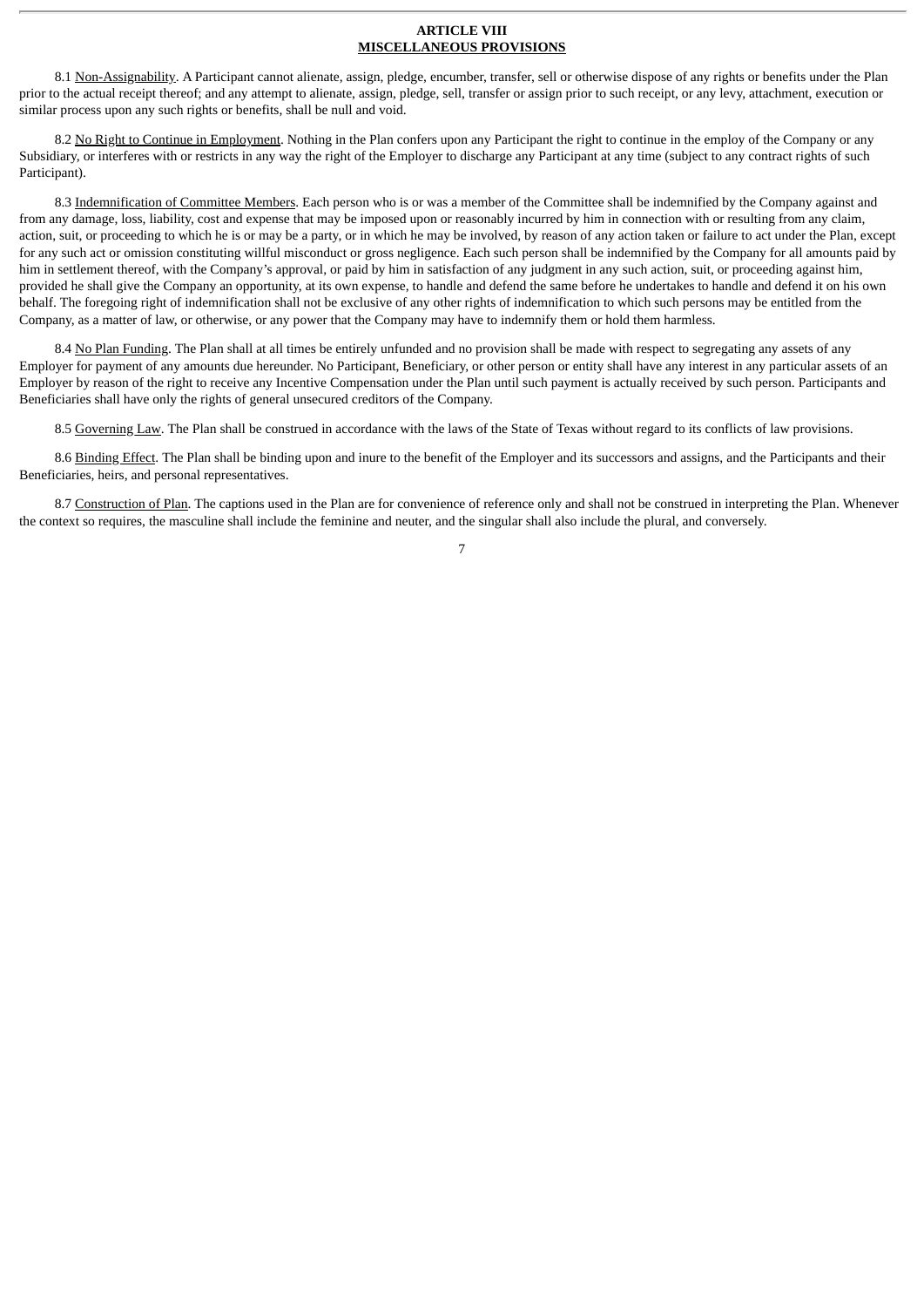## ARTICLE VIII
## MISCELLANEOUS PROVISIONS

8.1 Non-Assignability. A Participant cannot alienate, assign, pledge, encumber, transfer, sell or otherwise dispose of any rights or benefits under the Plan prior to the actual receipt thereof; and any attempt to alienate, assign, pledge, sell, transfer or assign prior to such receipt, or any levy, attachment, execution or similar process upon any such rights or benefits, shall be null and void.

8.2 No Right to Continue in Employment. Nothing in the Plan confers upon any Participant the right to continue in the employ of the Company or any Subsidiary, or interferes with or restricts in any way the right of the Employer to discharge any Participant at any time (subject to any contract rights of such Participant).

8.3 Indemnification of Committee Members. Each person who is or was a member of the Committee shall be indemnified by the Company against and from any damage, loss, liability, cost and expense that may be imposed upon or reasonably incurred by him in connection with or resulting from any claim, action, suit, or proceeding to which he is or may be a party, or in which he may be involved, by reason of any action taken or failure to act under the Plan, except for any such act or omission constituting willful misconduct or gross negligence. Each such person shall be indemnified by the Company for all amounts paid by him in settlement thereof, with the Company's approval, or paid by him in satisfaction of any judgment in any such action, suit, or proceeding against him, provided he shall give the Company an opportunity, at its own expense, to handle and defend the same before he undertakes to handle and defend it on his own behalf. The foregoing right of indemnification shall not be exclusive of any other rights of indemnification to which such persons may be entitled from the Company, as a matter of law, or otherwise, or any power that the Company may have to indemnify them or hold them harmless.

8.4 No Plan Funding. The Plan shall at all times be entirely unfunded and no provision shall be made with respect to segregating any assets of any Employer for payment of any amounts due hereunder. No Participant, Beneficiary, or other person or entity shall have any interest in any particular assets of an Employer by reason of the right to receive any Incentive Compensation under the Plan until such payment is actually received by such person. Participants and Beneficiaries shall have only the rights of general unsecured creditors of the Company.

8.5 Governing Law. The Plan shall be construed in accordance with the laws of the State of Texas without regard to its conflicts of law provisions.

8.6 Binding Effect. The Plan shall be binding upon and inure to the benefit of the Employer and its successors and assigns, and the Participants and their Beneficiaries, heirs, and personal representatives.

8.7 Construction of Plan. The captions used in the Plan are for convenience of reference only and shall not be construed in interpreting the Plan. Whenever the context so requires, the masculine shall include the feminine and neuter, and the singular shall also include the plural, and conversely.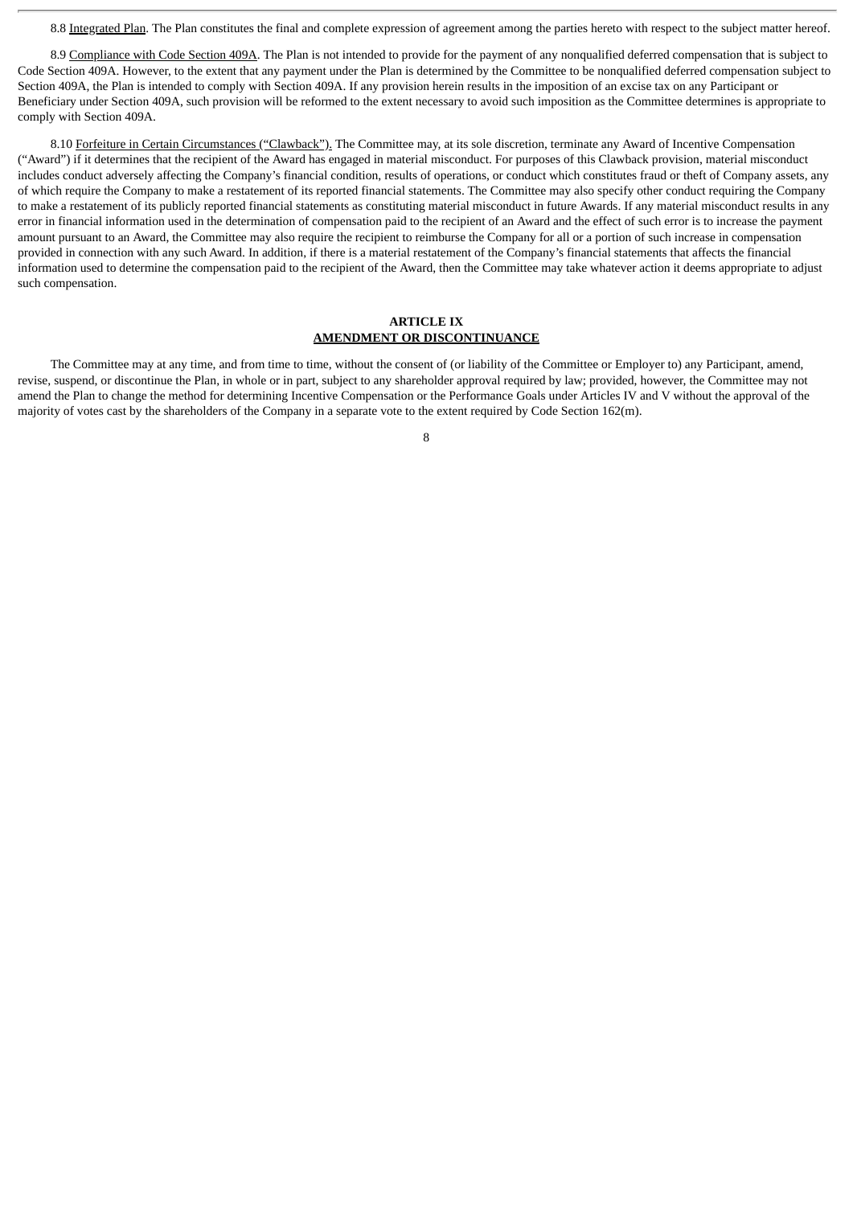8.8 Integrated Plan. The Plan constitutes the final and complete expression of agreement among the parties hereto with respect to the subject matter hereof.

8.9 Compliance with Code Section 409A. The Plan is not intended to provide for the payment of any nonqualified deferred compensation that is subject to Code Section 409A. However, to the extent that any payment under the Plan is determined by the Committee to be nonqualified deferred compensation subject to Section 409A, the Plan is intended to comply with Section 409A. If any provision herein results in the imposition of an excise tax on any Participant or Beneficiary under Section 409A, such provision will be reformed to the extent necessary to avoid such imposition as the Committee determines is appropriate to comply with Section 409A.

8.10 Forfeiture in Certain Circumstances ("Clawback"). The Committee may, at its sole discretion, terminate any Award of Incentive Compensation ("Award") if it determines that the recipient of the Award has engaged in material misconduct. For purposes of this Clawback provision, material misconduct includes conduct adversely affecting the Company's financial condition, results of operations, or conduct which constitutes fraud or theft of Company assets, any of which require the Company to make a restatement of its reported financial statements. The Committee may also specify other conduct requiring the Company to make a restatement of its publicly reported financial statements as constituting material misconduct in future Awards. If any material misconduct results in any error in financial information used in the determination of compensation paid to the recipient of an Award and the effect of such error is to increase the payment amount pursuant to an Award, the Committee may also require the recipient to reimburse the Company for all or a portion of such increase in compensation provided in connection with any such Award. In addition, if there is a material restatement of the Company's financial statements that affects the financial information used to determine the compensation paid to the recipient of the Award, then the Committee may take whatever action it deems appropriate to adjust such compensation.

## ARTICLE IX
## AMENDMENT OR DISCONTINUANCE

The Committee may at any time, and from time to time, without the consent of (or liability of the Committee or Employer to) any Participant, amend, revise, suspend, or discontinue the Plan, in whole or in part, subject to any shareholder approval required by law; provided, however, the Committee may not amend the Plan to change the method for determining Incentive Compensation or the Performance Goals under Articles IV and V without the approval of the majority of votes cast by the shareholders of the Company in a separate vote to the extent required by Code Section 162(m).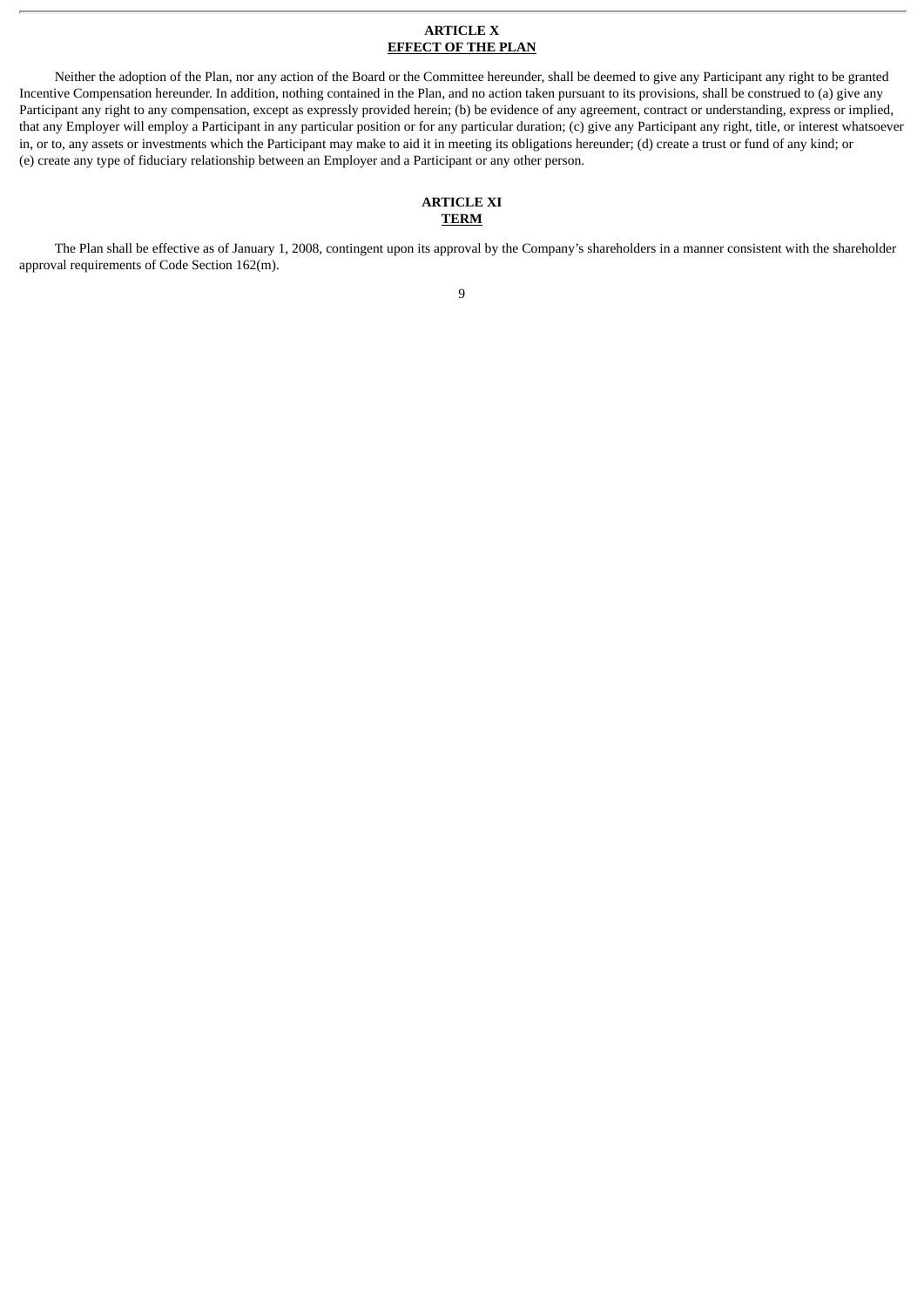## ARTICLE X
## EFFECT OF THE PLAN

Neither the adoption of the Plan, nor any action of the Board or the Committee hereunder, shall be deemed to give any Participant any right to be granted Incentive Compensation hereunder. In addition, nothing contained in the Plan, and no action taken pursuant to its provisions, shall be construed to (a) give any Participant any right to any compensation, except as expressly provided herein; (b) be evidence of any agreement, contract or understanding, express or implied, that any Employer will employ a Participant in any particular position or for any particular duration; (c) give any Participant any right, title, or interest whatsoever in, or to, any assets or investments which the Participant may make to aid it in meeting its obligations hereunder; (d) create a trust or fund of any kind; or (e) create any type of fiduciary relationship between an Employer and a Participant or any other person.

## ARTICLE XI
## TERM

The Plan shall be effective as of January 1, 2008, contingent upon its approval by the Company's shareholders in a manner consistent with the shareholder approval requirements of Code Section 162(m).